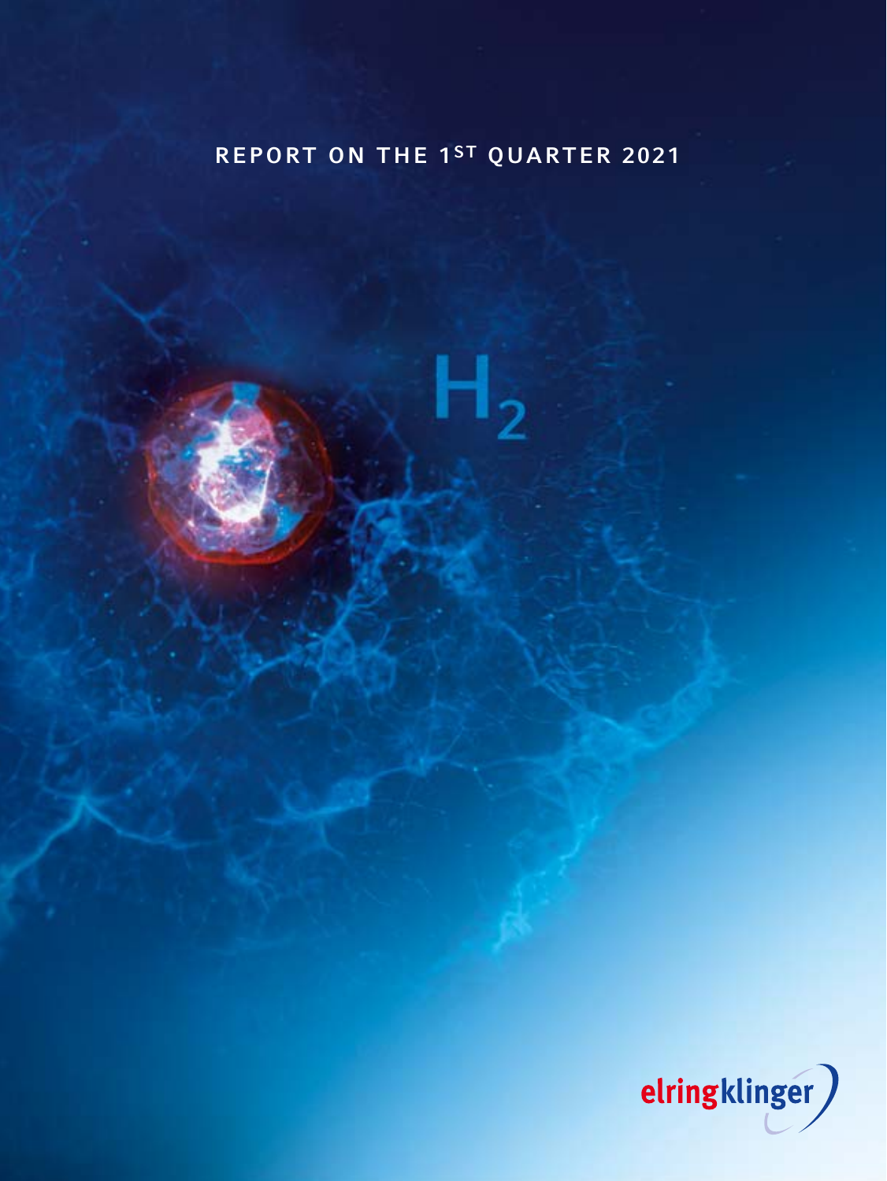# REPORT ON THE 1ST QUARTER 2021

$H_2$

elringklinger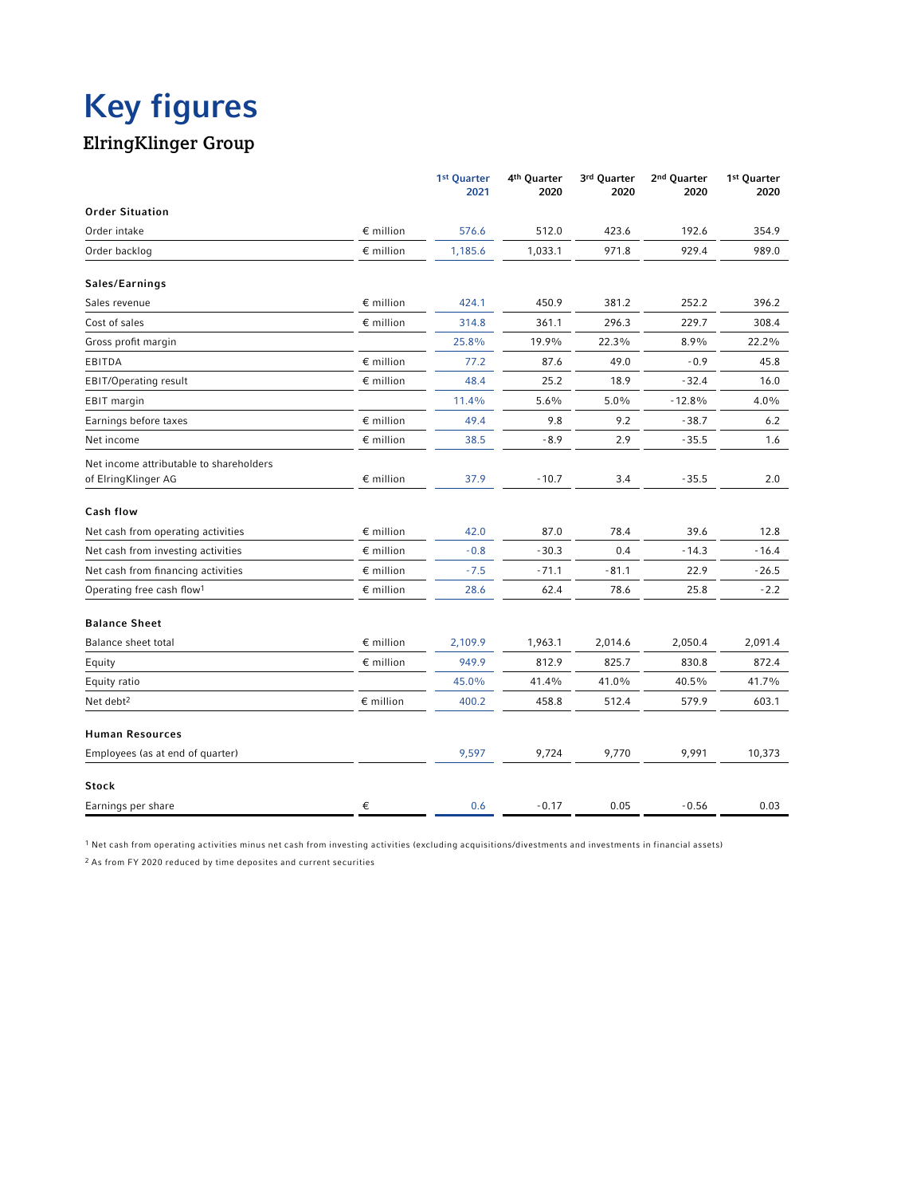# Key figures

## ElringKlinger Group

| | | 1st Quarter 2021 | 4th Quarter 2020 | 3rd Quarter 2020 | 2nd Quarter 2020 | 1st Quarter 2020 |
|---|---|---|---|---|---|---|
| **Order Situation** | | | | | | |
| Order intake | € million | 576.6 | 512.0 | 423.6 | 192.6 | 354.9 |
| Order backlog | € million | 1,185.6 | 1,033.1 | 971.8 | 929.4 | 989.0 |
| **Sales/Earnings** | | | | | | |
| Sales revenue | € million | 424.1 | 450.9 | 381.2 | 252.2 | 396.2 |
| Cost of sales | € million | 314.8 | 361.1 | 296.3 | 229.7 | 308.4 |
| Gross profit margin | | 25.8% | 19.9% | 22.3% | 8.9% | 22.2% |
| EBITDA | € million | 77.2 | 87.6 | 49.0 | -0.9 | 45.8 |
| EBIT/Operating result | € million | 48.4 | 25.2 | 18.9 | -32.4 | 16.0 |
| EBIT margin | | 11.4% | 5.6% | 5.0% | -12.8% | 4.0% |
| Earnings before taxes | € million | 49.4 | 9.8 | 9.2 | -38.7 | 6.2 |
| Net income | € million | 38.5 | -8.9 | 2.9 | -35.5 | 1.6 |
| Net income attributable to shareholders of ElringKlinger AG | € million | 37.9 | -10.7 | 3.4 | -35.5 | 2.0 |
| **Cash flow** | | | | | | |
| Net cash from operating activities | € million | 42.0 | 87.0 | 78.4 | 39.6 | 12.8 |
| Net cash from investing activities | € million | -0.8 | -30.3 | 0.4 | -14.3 | -16.4 |
| Net cash from financing activities | € million | -7.5 | -71.1 | -81.1 | 22.9 | -26.5 |
| Operating free cash flow[1] | € million | 28.6 | 62.4 | 78.6 | 25.8 | -2.2 |
| **Balance Sheet** | | | | | | |
| Balance sheet total | € million | 2,109.9 | 1,963.1 | 2,014.6 | 2,050.4 | 2,091.4 |
| Equity | € million | 949.9 | 812.9 | 825.7 | 830.8 | 872.4 |
| Equity ratio | | 45.0% | 41.4% | 41.0% | 40.5% | 41.7% |
| Net debt[2] | € million | 400.2 | 458.8 | 512.4 | 579.9 | 603.1 |
| **Human Resources** | | | | | | |
| Employees (as at end of quarter) | | 9,597 | 9,724 | 9,770 | 9,991 | 10,373 |
| **Stock** | | | | | | |
| Earnings per share | € | 0.6 | -0.17 | 0.05 | -0.56 | 0.03 |

[1] Net cash from operating activities minus net cash from investing activities (excluding acquisitions/divestments and investments in financial assets)

[2] As from FY 2020 reduced by time deposites and current securities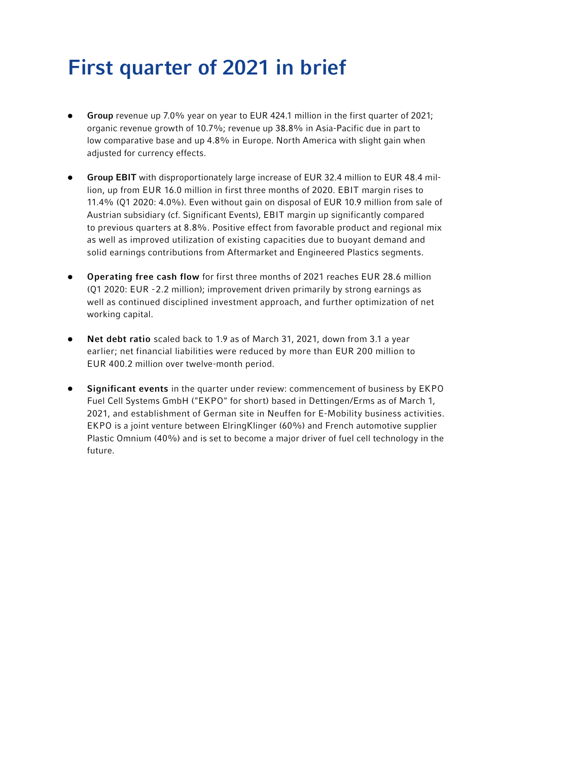# First quarter of 2021 in brief

- **Group** revenue up 7.0% year on year to EUR 424.1 million in the first quarter of 2021; organic revenue growth of 10.7%; revenue up 38.8% in Asia-Pacific due in part to low comparative base and up 4.8% in Europe. North America with slight gain when adjusted for currency effects.

- **Group EBIT** with disproportionately large increase of EUR 32.4 million to EUR 48.4 million, up from EUR 16.0 million in first three months of 2020. EBIT margin rises to 11.4% (Q1 2020: 4.0%). Even without gain on disposal of EUR 10.9 million from sale of Austrian subsidiary (cf. Significant Events), EBIT margin up significantly compared to previous quarters at 8.8%. Positive effect from favorable product and regional mix as well as improved utilization of existing capacities due to buoyant demand and solid earnings contributions from Aftermarket and Engineered Plastics segments.

- **Operating free cash flow** for first three months of 2021 reaches EUR 28.6 million (Q1 2020: EUR -2.2 million); improvement driven primarily by strong earnings as well as continued disciplined investment approach, and further optimization of net working capital.

- **Net debt ratio** scaled back to 1.9 as of March 31, 2021, down from 3.1 a year earlier; net financial liabilities were reduced by more than EUR 200 million to EUR 400.2 million over twelve-month period.

- **Significant events** in the quarter under review: commencement of business by EKPO Fuel Cell Systems GmbH ("EKPO" for short) based in Dettingen/Erms as of March 1, 2021, and establishment of German site in Neuffen for E-Mobility business activities. EKPO is a joint venture between ElringKlinger (60%) and French automotive supplier Plastic Omnium (40%) and is set to become a major driver of fuel cell technology in the future.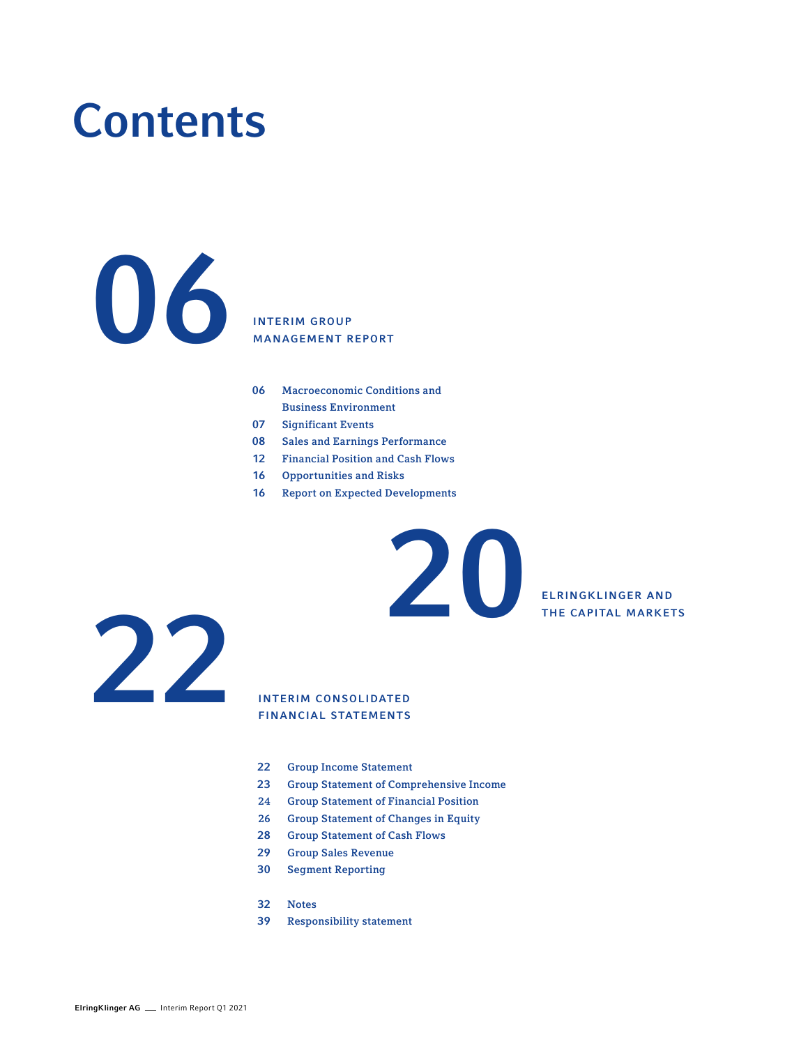# Contents

## 06 INTERIM GROUP MANAGEMENT REPORT

- 06 Macroeconomic Conditions and Business Environment
- 07 Significant Events
- 08 Sales and Earnings Performance
- 12 Financial Position and Cash Flows
- 16 Opportunities and Risks
- 16 Report on Expected Developments

## 20 ELRINGKLINGER AND THE CAPITAL MARKETS

## 22 INTERIM CONSOLIDATED FINANCIAL STATEMENTS

- 22 Group Income Statement
- 23 Group Statement of Comprehensive Income
- 24 Group Statement of Financial Position
- 26 Group Statement of Changes in Equity
- 28 Group Statement of Cash Flows
- 29 Group Sales Revenue
- 30 Segment Reporting

- 32 Notes
- 39 Responsibility statement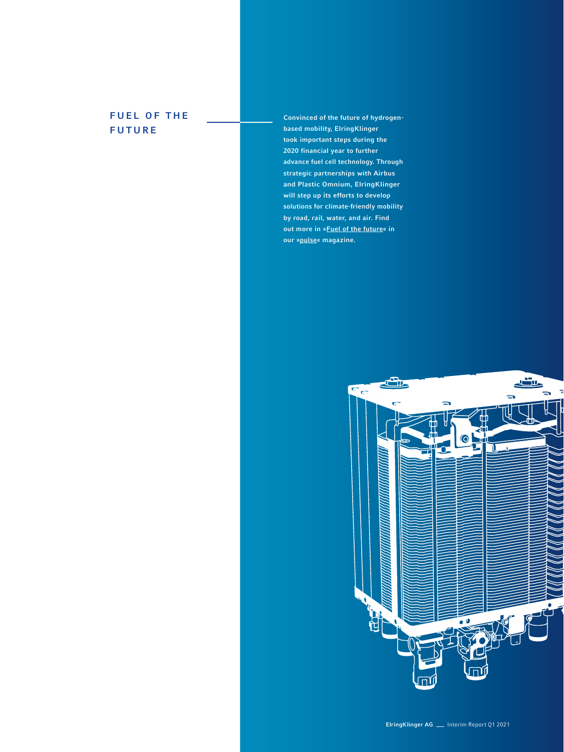# FUEL OF THE FUTURE

**Convinced of the future of hydrogen-based mobility, ElringKlinger took important steps during the 2020 financial year to further advance fuel cell technology. Through strategic partnerships with Airbus and Plastic Omnium, ElringKlinger will step up its efforts to develop solutions for climate-friendly mobility by road, rail, water, and air. Find out more in »Fuel of the future« in our »pulse« magazine.**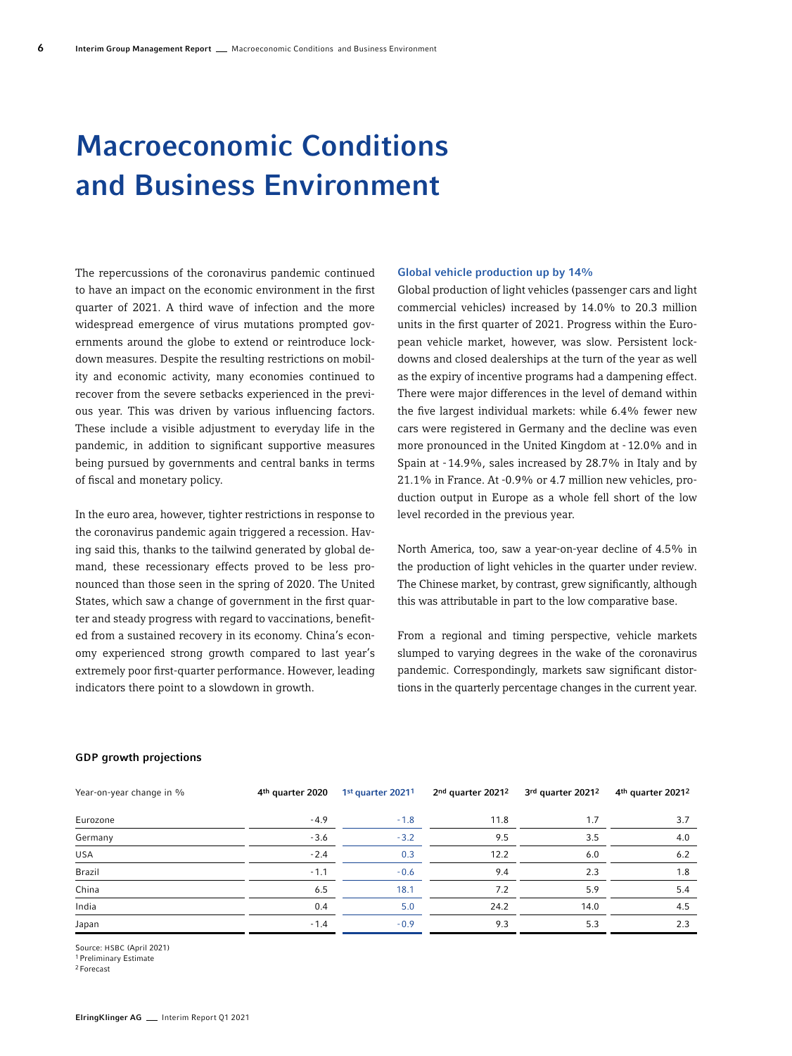# Macroeconomic Conditions and Business Environment

The repercussions of the coronavirus pandemic continued to have an impact on the economic environment in the first quarter of 2021. A third wave of infection and the more widespread emergence of virus mutations prompted governments around the globe to extend or reintroduce lockdown measures. Despite the resulting restrictions on mobility and economic activity, many economies continued to recover from the severe setbacks experienced in the previous year. This was driven by various influencing factors. These include a visible adjustment to everyday life in the pandemic, in addition to significant supportive measures being pursued by governments and central banks in terms of fiscal and monetary policy.

In the euro area, however, tighter restrictions in response to the coronavirus pandemic again triggered a recession. Having said this, thanks to the tailwind generated by global demand, these recessionary effects proved to be less pronounced than those seen in the spring of 2020. The United States, which saw a change of government in the first quarter and steady progress with regard to vaccinations, benefited from a sustained recovery in its economy. China's economy experienced strong growth compared to last year's extremely poor first-quarter performance. However, leading indicators there point to a slowdown in growth.

### Global vehicle production up by 14%

Global production of light vehicles (passenger cars and light commercial vehicles) increased by 14.0% to 20.3 million units in the first quarter of 2021. Progress within the European vehicle market, however, was slow. Persistent lockdowns and closed dealerships at the turn of the year as well as the expiry of incentive programs had a dampening effect. There were major differences in the level of demand within the five largest individual markets: while 6.4% fewer new cars were registered in Germany and the decline was even more pronounced in the United Kingdom at -12.0% and in Spain at -14.9%, sales increased by 28.7% in Italy and by 21.1% in France. At -0.9% or 4.7 million new vehicles, production output in Europe as a whole fell short of the low level recorded in the previous year.

North America, too, saw a year-on-year decline of 4.5% in the production of light vehicles in the quarter under review. The Chinese market, by contrast, grew significantly, although this was attributable in part to the low comparative base.

From a regional and timing perspective, vehicle markets slumped to varying degrees in the wake of the coronavirus pandemic. Correspondingly, markets saw significant distortions in the quarterly percentage changes in the current year.

**GDP growth projections**

| Year-on-year change in % | 4th quarter 2020 | 1st quarter 2021[1] | 2nd quarter 2021[2] | 3rd quarter 2021[2] | 4th quarter 2021[2] |
|---|---|---|---|---|---|
| Eurozone | -4.9 | -1.8 | 11.8 | 1.7 | 3.7 |
| Germany | -3.6 | -3.2 | 9.5 | 3.5 | 4.0 |
| USA | -2.4 | 0.3 | 12.2 | 6.0 | 6.2 |
| Brazil | -1.1 | -0.6 | 9.4 | 2.3 | 1.8 |
| China | 6.5 | 18.1 | 7.2 | 5.9 | 5.4 |
| India | 0.4 | 5.0 | 24.2 | 14.0 | 4.5 |
| Japan | -1.4 | -0.9 | 9.3 | 5.3 | 2.3 |

Source: HSBC (April 2021)
[1] Preliminary Estimate
[2] Forecast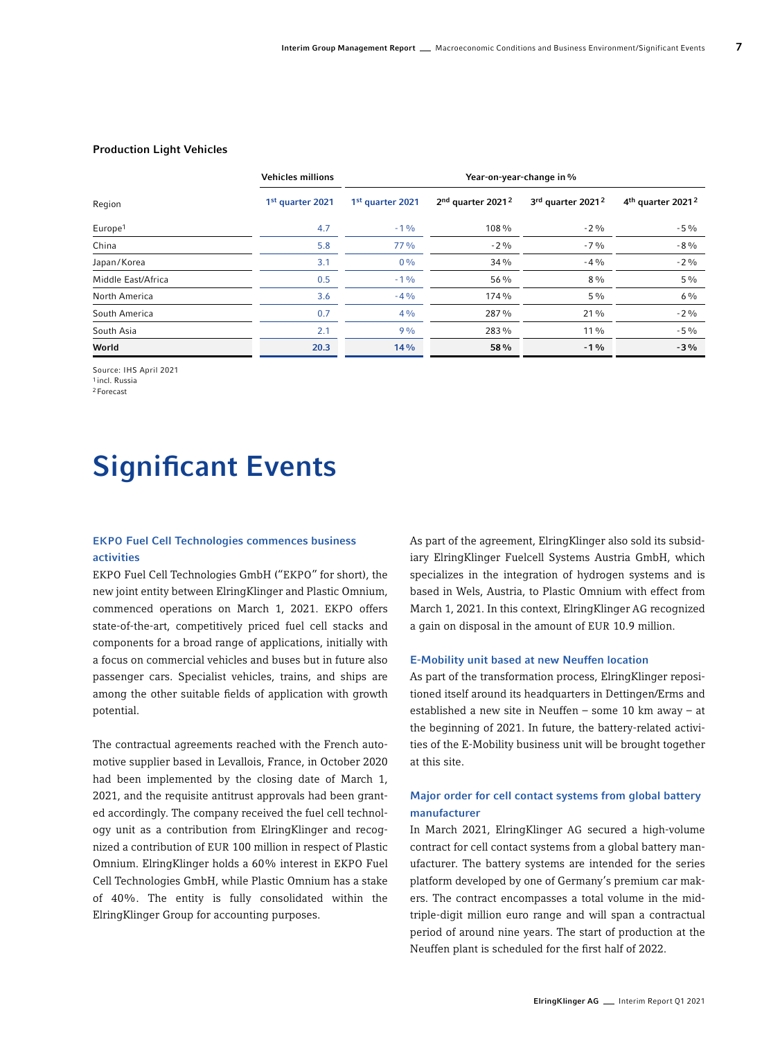**Production Light Vehicles**

| Region | Vehicles millions | Year-on-year-change in % | | | |
|---|---|---|---|---|---|
| | 1st quarter 2021 | 1st quarter 2021 | 2nd quarter 2021[2] | 3rd quarter 2021[2] | 4th quarter 2021[2] |
| Europe[1] | 4.7 | -1 % | 108 % | -2 % | -5 % |
| China | 5.8 | 77 % | -2 % | -7 % | -8 % |
| Japan/Korea | 3.1 | 0 % | 34 % | -4 % | -2 % |
| Middle East/Africa | 0.5 | -1 % | 56 % | 8 % | 5 % |
| North America | 3.6 | -4 % | 174 % | 5 % | 6 % |
| South America | 0.7 | 4 % | 287 % | 21 % | -2 % |
| South Asia | 2.1 | 9 % | 283 % | 11 % | -5 % |
| **World** | **20.3** | **14 %** | **58 %** | **-1 %** | **-3 %** |

Source: IHS April 2021
[1] incl. Russia
[2] Forecast

# Significant Events

### EKPO Fuel Cell Technologies commences business activities

EKPO Fuel Cell Technologies GmbH ("EKPO" for short), the new joint entity between ElringKlinger and Plastic Omnium, commenced operations on March 1, 2021. EKPO offers state-of-the-art, competitively priced fuel cell stacks and components for a broad range of applications, initially with a focus on commercial vehicles and buses but in future also passenger cars. Specialist vehicles, trains, and ships are among the other suitable fields of application with growth potential.

The contractual agreements reached with the French automotive supplier based in Levallois, France, in October 2020 had been implemented by the closing date of March 1, 2021, and the requisite antitrust approvals had been granted accordingly. The company received the fuel cell technology unit as a contribution from ElringKlinger and recognized a contribution of EUR 100 million in respect of Plastic Omnium. ElringKlinger holds a 60% interest in EKPO Fuel Cell Technologies GmbH, while Plastic Omnium has a stake of 40%. The entity is fully consolidated within the ElringKlinger Group for accounting purposes.

As part of the agreement, ElringKlinger also sold its subsidiary ElringKlinger Fuelcell Systems Austria GmbH, which specializes in the integration of hydrogen systems and is based in Wels, Austria, to Plastic Omnium with effect from March 1, 2021. In this context, ElringKlinger AG recognized a gain on disposal in the amount of EUR 10.9 million.

### E-Mobility unit based at new Neuffen location

As part of the transformation process, ElringKlinger repositioned itself around its headquarters in Dettingen/Erms and established a new site in Neuffen – some 10 km away – at the beginning of 2021. In future, the battery-related activities of the E-Mobility business unit will be brought together at this site.

### Major order for cell contact systems from global battery manufacturer

In March 2021, ElringKlinger AG secured a high-volume contract for cell contact systems from a global battery manufacturer. The battery systems are intended for the series platform developed by one of Germany's premium car makers. The contract encompasses a total volume in the mid-triple-digit million euro range and will span a contractual period of around nine years. The start of production at the Neuffen plant is scheduled for the first half of 2022.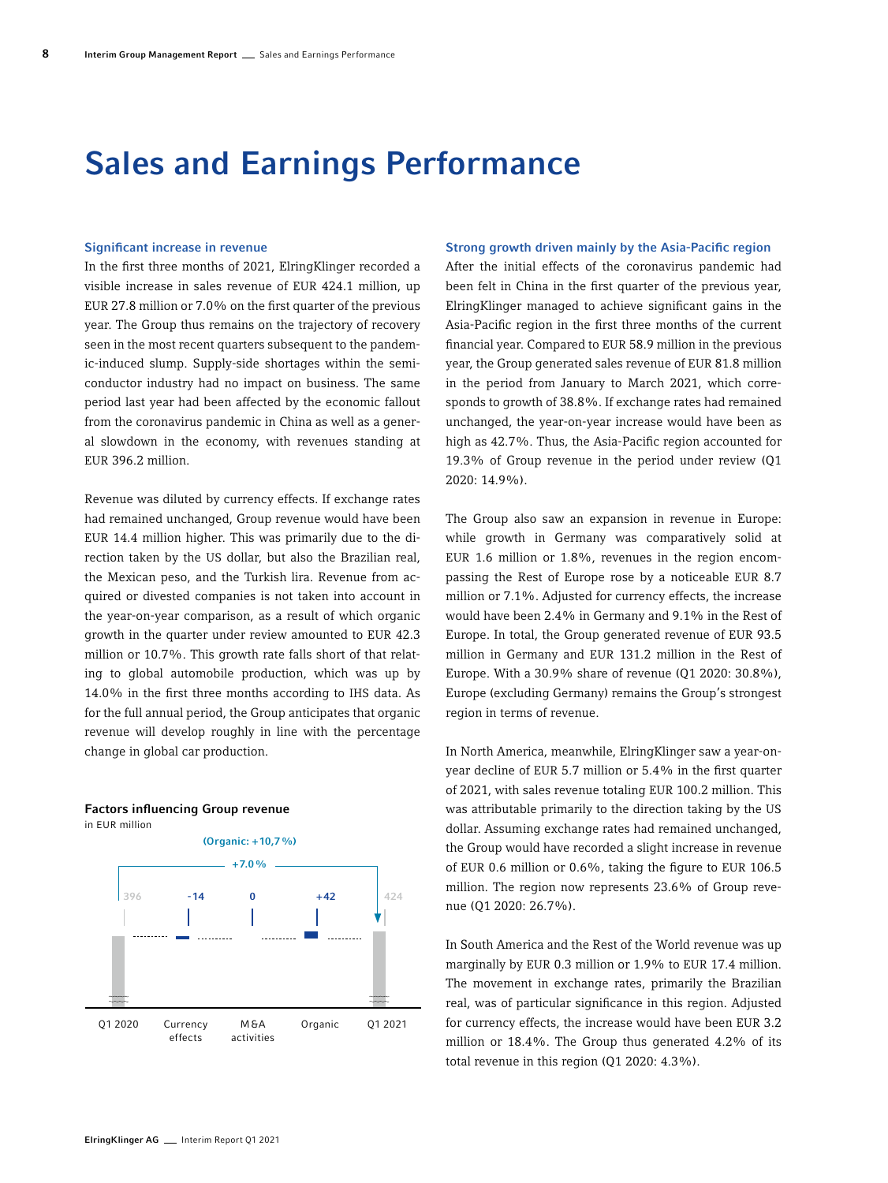# Sales and Earnings Performance

### Significant increase in revenue

In the first three months of 2021, ElringKlinger recorded a visible increase in sales revenue of EUR 424.1 million, up EUR 27.8 million or 7.0% on the first quarter of the previous year. The Group thus remains on the trajectory of recovery seen in the most recent quarters subsequent to the pandemic-induced slump. Supply-side shortages within the semiconductor industry had no impact on business. The same period last year had been affected by the economic fallout from the coronavirus pandemic in China as well as a general slowdown in the economy, with revenues standing at EUR 396.2 million.

Revenue was diluted by currency effects. If exchange rates had remained unchanged, Group revenue would have been EUR 14.4 million higher. This was primarily due to the direction taken by the US dollar, but also the Brazilian real, the Mexican peso, and the Turkish lira. Revenue from acquired or divested companies is not taken into account in the year-on-year comparison, as a result of which organic growth in the quarter under review amounted to EUR 42.3 million or 10.7%. This growth rate falls short of that relating to global automobile production, which was up by 14.0% in the first three months according to IHS data. As for the full annual period, the Group anticipates that organic revenue will develop roughly in line with the percentage change in global car production.

**Factors influencing Group revenue**
in EUR million

(Organic: +10,7 %)

+7.0 %

| Q1 2020 | Currency effects | M&A activities | Organic | Q1 2021 |
|---|---|---|---|---|
| 396 | -14 | 0 | +42 | 424 |

### Strong growth driven mainly by the Asia-Pacific region

After the initial effects of the coronavirus pandemic had been felt in China in the first quarter of the previous year, ElringKlinger managed to achieve significant gains in the Asia-Pacific region in the first three months of the current financial year. Compared to EUR 58.9 million in the previous year, the Group generated sales revenue of EUR 81.8 million in the period from January to March 2021, which corresponds to growth of 38.8%. If exchange rates had remained unchanged, the year-on-year increase would have been as high as 42.7%. Thus, the Asia-Pacific region accounted for 19.3% of Group revenue in the period under review (Q1 2020: 14.9%).

The Group also saw an expansion in revenue in Europe: while growth in Germany was comparatively solid at EUR 1.6 million or 1.8%, revenues in the region encompassing the Rest of Europe rose by a noticeable EUR 8.7 million or 7.1%. Adjusted for currency effects, the increase would have been 2.4% in Germany and 9.1% in the Rest of Europe. In total, the Group generated revenue of EUR 93.5 million in Germany and EUR 131.2 million in the Rest of Europe. With a 30.9% share of revenue (Q1 2020: 30.8%), Europe (excluding Germany) remains the Group's strongest region in terms of revenue.

In North America, meanwhile, ElringKlinger saw a year-on-year decline of EUR 5.7 million or 5.4% in the first quarter of 2021, with sales revenue totaling EUR 100.2 million. This was attributable primarily to the direction taking by the US dollar. Assuming exchange rates had remained unchanged, the Group would have recorded a slight increase in revenue of EUR 0.6 million or 0.6%, taking the figure to EUR 106.5 million. The region now represents 23.6% of Group revenue (Q1 2020: 26.7%).

In South America and the Rest of the World revenue was up marginally by EUR 0.3 million or 1.9% to EUR 17.4 million. The movement in exchange rates, primarily the Brazilian real, was of particular significance in this region. Adjusted for currency effects, the increase would have been EUR 3.2 million or 18.4%. The Group thus generated 4.2% of its total revenue in this region (Q1 2020: 4.3%).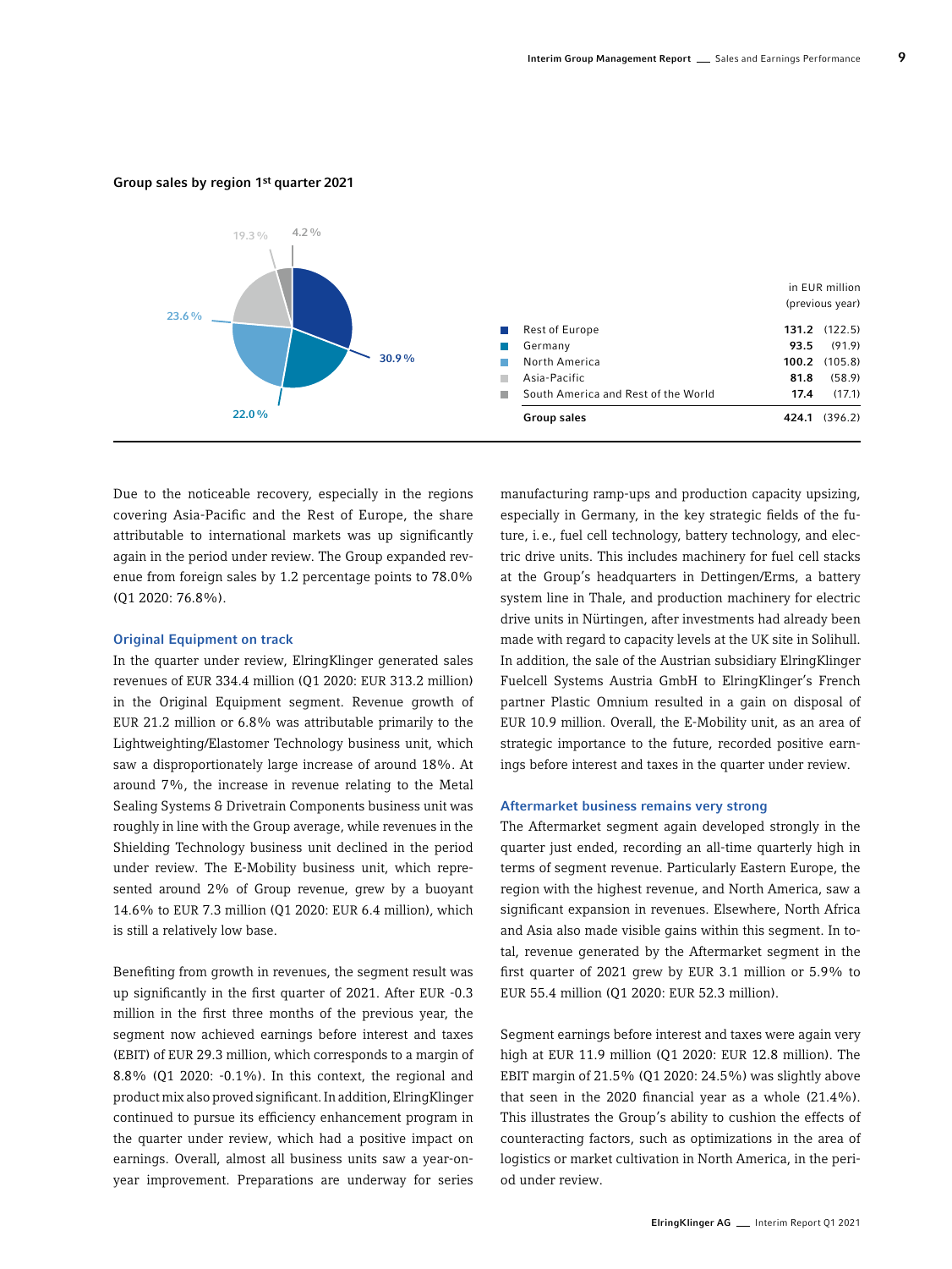**Group sales by region 1st quarter 2021**

| | in EUR million | (previous year) |
|---|---|---|
| Rest of Europe | **131.2** | (122.5) |
| Germany | **93.5** | (91.9) |
| North America | **100.2** | (105.8) |
| Asia-Pacific | **81.8** | (58.9) |
| South America and Rest of the World | **17.4** | (17.1) |
| **Group sales** | **424.1** | (396.2) |

Pie chart shares: 30.9 %, 22.0 %, 23.6 %, 19.3 %, 4.2 %

Due to the noticeable recovery, especially in the regions covering Asia-Pacific and the Rest of Europe, the share attributable to international markets was up significantly again in the period under review. The Group expanded revenue from foreign sales by 1.2 percentage points to 78.0% (Q1 2020: 76.8%).

### Original Equipment on track

In the quarter under review, ElringKlinger generated sales revenues of EUR 334.4 million (Q1 2020: EUR 313.2 million) in the Original Equipment segment. Revenue growth of EUR 21.2 million or 6.8% was attributable primarily to the Lightweighting/Elastomer Technology business unit, which saw a disproportionately large increase of around 18%. At around 7%, the increase in revenue relating to the Metal Sealing Systems & Drivetrain Components business unit was roughly in line with the Group average, while revenues in the Shielding Technology business unit declined in the period under review. The E-Mobility business unit, which represented around 2% of Group revenue, grew by a buoyant 14.6% to EUR 7.3 million (Q1 2020: EUR 6.4 million), which is still a relatively low base.

Benefiting from growth in revenues, the segment result was up significantly in the first quarter of 2021. After EUR -0.3 million in the first three months of the previous year, the segment now achieved earnings before interest and taxes (EBIT) of EUR 29.3 million, which corresponds to a margin of 8.8% (Q1 2020: -0.1%). In this context, the regional and product mix also proved significant. In addition, ElringKlinger continued to pursue its efficiency enhancement program in the quarter under review, which had a positive impact on earnings. Overall, almost all business units saw a year-on-year improvement. Preparations are underway for series manufacturing ramp-ups and production capacity upsizing, especially in Germany, in the key strategic fields of the future, i. e., fuel cell technology, battery technology, and electric drive units. This includes machinery for fuel cell stacks at the Group's headquarters in Dettingen/Erms, a battery system line in Thale, and production machinery for electric drive units in Nürtingen, after investments had already been made with regard to capacity levels at the UK site in Solihull. In addition, the sale of the Austrian subsidiary ElringKlinger Fuelcell Systems Austria GmbH to ElringKlinger's French partner Plastic Omnium resulted in a gain on disposal of EUR 10.9 million. Overall, the E-Mobility unit, as an area of strategic importance to the future, recorded positive earnings before interest and taxes in the quarter under review.

### Aftermarket business remains very strong

The Aftermarket segment again developed strongly in the quarter just ended, recording an all-time quarterly high in terms of segment revenue. Particularly Eastern Europe, the region with the highest revenue, and North America, saw a significant expansion in revenues. Elsewhere, North Africa and Asia also made visible gains within this segment. In total, revenue generated by the Aftermarket segment in the first quarter of 2021 grew by EUR 3.1 million or 5.9% to EUR 55.4 million (Q1 2020: EUR 52.3 million).

Segment earnings before interest and taxes were again very high at EUR 11.9 million (Q1 2020: EUR 12.8 million). The EBIT margin of 21.5% (Q1 2020: 24.5%) was slightly above that seen in the 2020 financial year as a whole (21.4%). This illustrates the Group's ability to cushion the effects of counteracting factors, such as optimizations in the area of logistics or market cultivation in North America, in the period under review.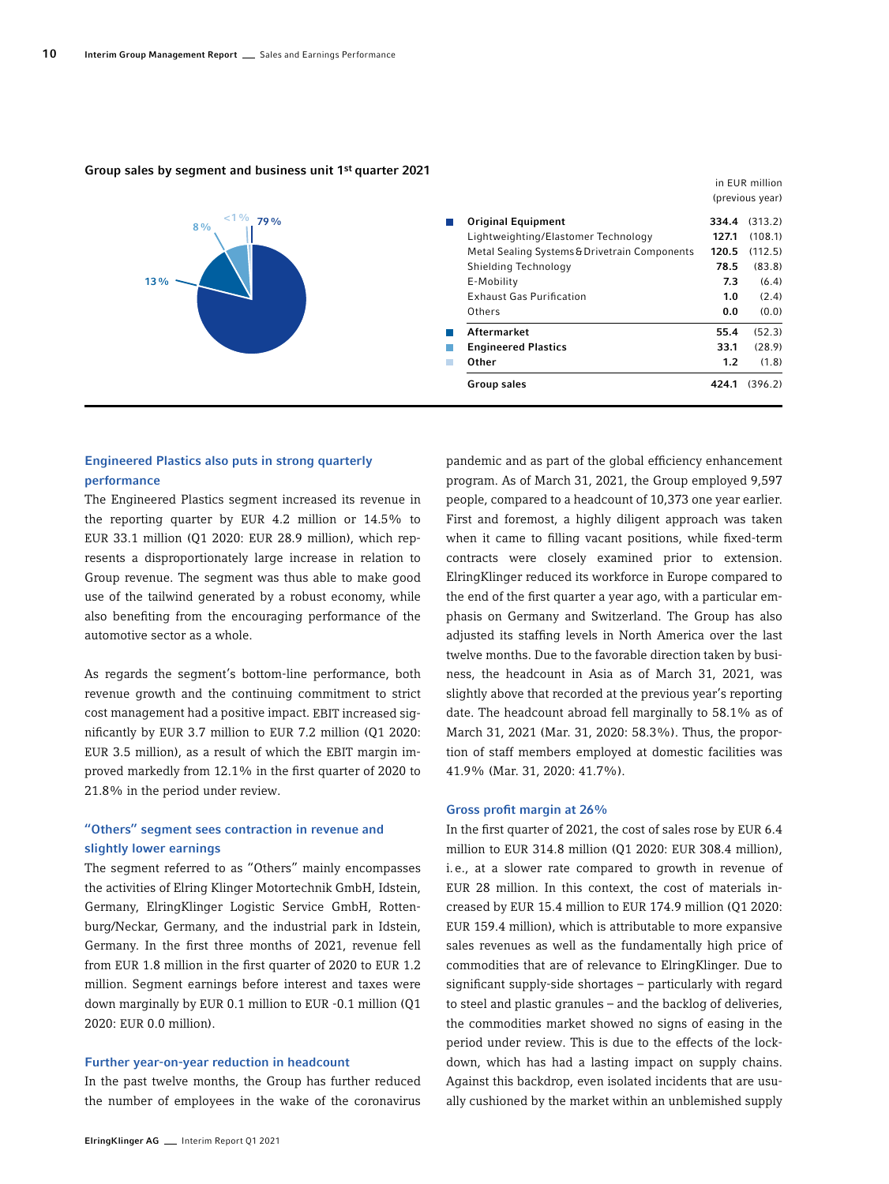**Group sales by segment and business unit 1st quarter 2021**

in EUR million (previous year)

| | 2021 | (previous year) |
|---|---|---|
| **Original Equipment** | **334.4** | (313.2) |
| Lightweighting/Elastomer Technology | **127.1** | (108.1) |
| Metal Sealing Systems & Drivetrain Components | **120.5** | (112.5) |
| Shielding Technology | **78.5** | (83.8) |
| E-Mobility | **7.3** | (6.4) |
| Exhaust Gas Purification | **1.0** | (2.4) |
| Others | **0.0** | (0.0) |
| **Aftermarket** | **55.4** | (52.3) |
| **Engineered Plastics** | **33.1** | (28.9) |
| **Other** | **1.2** | (1.8) |
| **Group sales** | **424.1** | (396.2) |

79 % | 13 % | 8 % | <1 %

### Engineered Plastics also puts in strong quarterly performance

The Engineered Plastics segment increased its revenue in the reporting quarter by EUR 4.2 million or 14.5% to EUR 33.1 million (Q1 2020: EUR 28.9 million), which represents a disproportionately large increase in relation to Group revenue. The segment was thus able to make good use of the tailwind generated by a robust economy, while also benefiting from the encouraging performance of the automotive sector as a whole.

As regards the segment's bottom-line performance, both revenue growth and the continuing commitment to strict cost management had a positive impact. EBIT increased significantly by EUR 3.7 million to EUR 7.2 million (Q1 2020: EUR 3.5 million), as a result of which the EBIT margin improved markedly from 12.1% in the first quarter of 2020 to 21.8% in the period under review.

### "Others" segment sees contraction in revenue and slightly lower earnings

The segment referred to as "Others" mainly encompasses the activities of Elring Klinger Motortechnik GmbH, Idstein, Germany, ElringKlinger Logistic Service GmbH, Rottenburg/Neckar, Germany, and the industrial park in Idstein, Germany. In the first three months of 2021, revenue fell from EUR 1.8 million in the first quarter of 2020 to EUR 1.2 million. Segment earnings before interest and taxes were down marginally by EUR 0.1 million to EUR -0.1 million (Q1 2020: EUR 0.0 million).

### Further year-on-year reduction in headcount

In the past twelve months, the Group has further reduced the number of employees in the wake of the coronavirus pandemic and as part of the global efficiency enhancement program. As of March 31, 2021, the Group employed 9,597 people, compared to a headcount of 10,373 one year earlier. First and foremost, a highly diligent approach was taken when it came to filling vacant positions, while fixed-term contracts were closely examined prior to extension. ElringKlinger reduced its workforce in Europe compared to the end of the first quarter a year ago, with a particular emphasis on Germany and Switzerland. The Group has also adjusted its staffing levels in North America over the last twelve months. Due to the favorable direction taken by business, the headcount in Asia as of March 31, 2021, was slightly above that recorded at the previous year's reporting date. The headcount abroad fell marginally to 58.1% as of March 31, 2021 (Mar. 31, 2020: 58.3%). Thus, the proportion of staff members employed at domestic facilities was 41.9% (Mar. 31, 2020: 41.7%).

### Gross profit margin at 26%

In the first quarter of 2021, the cost of sales rose by EUR 6.4 million to EUR 314.8 million (Q1 2020: EUR 308.4 million), i.e., at a slower rate compared to growth in revenue of EUR 28 million. In this context, the cost of materials increased by EUR 15.4 million to EUR 174.9 million (Q1 2020: EUR 159.4 million), which is attributable to more expansive sales revenues as well as the fundamentally high price of commodities that are of relevance to ElringKlinger. Due to significant supply-side shortages – particularly with regard to steel and plastic granules – and the backlog of deliveries, the commodities market showed no signs of easing in the period under review. This is due to the effects of the lockdown, which has had a lasting impact on supply chains. Against this backdrop, even isolated incidents that are usually cushioned by the market within an unblemished supply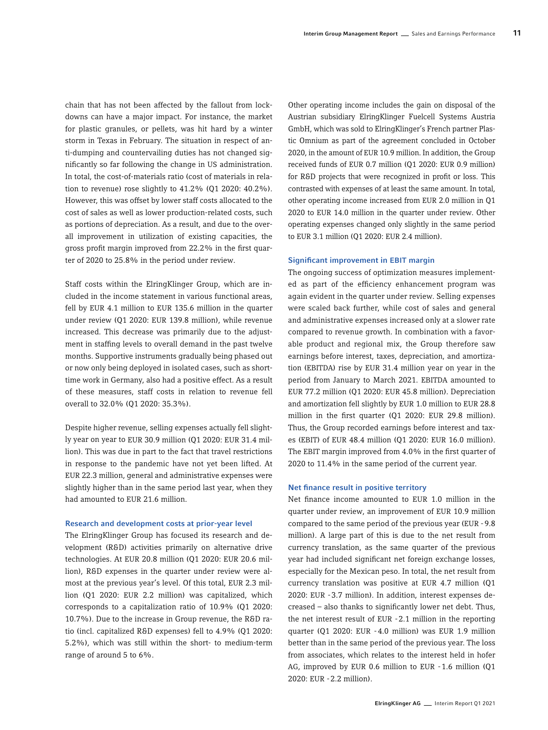chain that has not been affected by the fallout from lockdowns can have a major impact. For instance, the market for plastic granules, or pellets, was hit hard by a winter storm in Texas in February. The situation in respect of anti-dumping and countervailing duties has not changed significantly so far following the change in US administration. In total, the cost-of-materials ratio (cost of materials in relation to revenue) rose slightly to 41.2% (Q1 2020: 40.2%). However, this was offset by lower staff costs allocated to the cost of sales as well as lower production-related costs, such as portions of depreciation. As a result, and due to the overall improvement in utilization of existing capacities, the gross profit margin improved from 22.2% in the first quarter of 2020 to 25.8% in the period under review.

Staff costs within the ElringKlinger Group, which are included in the income statement in various functional areas, fell by EUR 4.1 million to EUR 135.6 million in the quarter under review (Q1 2020: EUR 139.8 million), while revenue increased. This decrease was primarily due to the adjustment in staffing levels to overall demand in the past twelve months. Supportive instruments gradually being phased out or now only being deployed in isolated cases, such as short-time work in Germany, also had a positive effect. As a result of these measures, staff costs in relation to revenue fell overall to 32.0% (Q1 2020: 35.3%).

Despite higher revenue, selling expenses actually fell slightly year on year to EUR 30.9 million (Q1 2020: EUR 31.4 million). This was due in part to the fact that travel restrictions in response to the pandemic have not yet been lifted. At EUR 22.3 million, general and administrative expenses were slightly higher than in the same period last year, when they had amounted to EUR 21.6 million.

### Research and development costs at prior-year level

The ElringKlinger Group has focused its research and development (R&D) activities primarily on alternative drive technologies. At EUR 20.8 million (Q1 2020: EUR 20.6 million), R&D expenses in the quarter under review were almost at the previous year's level. Of this total, EUR 2.3 million (Q1 2020: EUR 2.2 million) was capitalized, which corresponds to a capitalization ratio of 10.9% (Q1 2020: 10.7%). Due to the increase in Group revenue, the R&D ratio (incl. capitalized R&D expenses) fell to 4.9% (Q1 2020: 5.2%), which was still within the short- to medium-term range of around 5 to 6%.

Other operating income includes the gain on disposal of the Austrian subsidiary ElringKlinger Fuelcell Systems Austria GmbH, which was sold to ElringKlinger's French partner Plastic Omnium as part of the agreement concluded in October 2020, in the amount of EUR 10.9 million. In addition, the Group received funds of EUR 0.7 million (Q1 2020: EUR 0.9 million) for R&D projects that were recognized in profit or loss. This contrasted with expenses of at least the same amount. In total, other operating income increased from EUR 2.0 million in Q1 2020 to EUR 14.0 million in the quarter under review. Other operating expenses changed only slightly in the same period to EUR 3.1 million (Q1 2020: EUR 2.4 million).

### Significant improvement in EBIT margin

The ongoing success of optimization measures implemented as part of the efficiency enhancement program was again evident in the quarter under review. Selling expenses were scaled back further, while cost of sales and general and administrative expenses increased only at a slower rate compared to revenue growth. In combination with a favorable product and regional mix, the Group therefore saw earnings before interest, taxes, depreciation, and amortization (EBITDA) rise by EUR 31.4 million year on year in the period from January to March 2021. EBITDA amounted to EUR 77.2 million (Q1 2020: EUR 45.8 million). Depreciation and amortization fell slightly by EUR 1.0 million to EUR 28.8 million in the first quarter (Q1 2020: EUR 29.8 million). Thus, the Group recorded earnings before interest and taxes (EBIT) of EUR 48.4 million (Q1 2020: EUR 16.0 million). The EBIT margin improved from 4.0% in the first quarter of 2020 to 11.4% in the same period of the current year.

### Net finance result in positive territory

Net finance income amounted to EUR 1.0 million in the quarter under review, an improvement of EUR 10.9 million compared to the same period of the previous year (EUR -9.8 million). A large part of this is due to the net result from currency translation, as the same quarter of the previous year had included significant net foreign exchange losses, especially for the Mexican peso. In total, the net result from currency translation was positive at EUR 4.7 million (Q1 2020: EUR -3.7 million). In addition, interest expenses decreased – also thanks to significantly lower net debt. Thus, the net interest result of EUR -2.1 million in the reporting quarter (Q1 2020: EUR -4.0 million) was EUR 1.9 million better than in the same period of the previous year. The loss from associates, which relates to the interest held in hofer AG, improved by EUR 0.6 million to EUR -1.6 million (Q1 2020: EUR -2.2 million).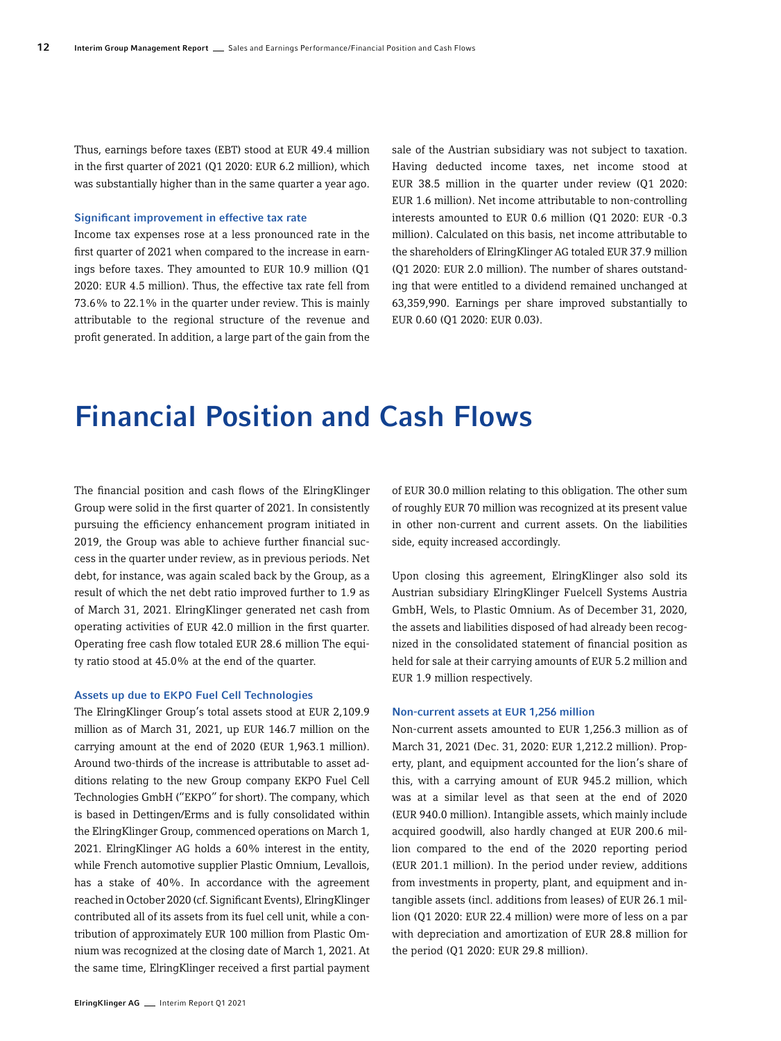Thus, earnings before taxes (EBT) stood at EUR 49.4 million in the first quarter of 2021 (Q1 2020: EUR 6.2 million), which was substantially higher than in the same quarter a year ago.

### Significant improvement in effective tax rate

Income tax expenses rose at a less pronounced rate in the first quarter of 2021 when compared to the increase in earnings before taxes. They amounted to EUR 10.9 million (Q1 2020: EUR 4.5 million). Thus, the effective tax rate fell from 73.6% to 22.1% in the quarter under review. This is mainly attributable to the regional structure of the revenue and profit generated. In addition, a large part of the gain from the sale of the Austrian subsidiary was not subject to taxation. Having deducted income taxes, net income stood at EUR 38.5 million in the quarter under review (Q1 2020: EUR 1.6 million). Net income attributable to non-controlling interests amounted to EUR 0.6 million (Q1 2020: EUR -0.3 million). Calculated on this basis, net income attributable to the shareholders of ElringKlinger AG totaled EUR 37.9 million (Q1 2020: EUR 2.0 million). The number of shares outstanding that were entitled to a dividend remained unchanged at 63,359,990. Earnings per share improved substantially to EUR 0.60 (Q1 2020: EUR 0.03).

# Financial Position and Cash Flows

The financial position and cash flows of the ElringKlinger Group were solid in the first quarter of 2021. In consistently pursuing the efficiency enhancement program initiated in 2019, the Group was able to achieve further financial success in the quarter under review, as in previous periods. Net debt, for instance, was again scaled back by the Group, as a result of which the net debt ratio improved further to 1.9 as of March 31, 2021. ElringKlinger generated net cash from operating activities of EUR 42.0 million in the first quarter. Operating free cash flow totaled EUR 28.6 million The equity ratio stood at 45.0% at the end of the quarter.

### Assets up due to EKPO Fuel Cell Technologies

The ElringKlinger Group's total assets stood at EUR 2,109.9 million as of March 31, 2021, up EUR 146.7 million on the carrying amount at the end of 2020 (EUR 1,963.1 million). Around two-thirds of the increase is attributable to asset additions relating to the new Group company EKPO Fuel Cell Technologies GmbH ("EKPO" for short). The company, which is based in Dettingen/Erms and is fully consolidated within the ElringKlinger Group, commenced operations on March 1, 2021. ElringKlinger AG holds a 60% interest in the entity, while French automotive supplier Plastic Omnium, Levallois, has a stake of 40%. In accordance with the agreement reached in October 2020 (cf. Significant Events), ElringKlinger contributed all of its assets from its fuel cell unit, while a contribution of approximately EUR 100 million from Plastic Omnium was recognized at the closing date of March 1, 2021. At the same time, ElringKlinger received a first partial payment of EUR 30.0 million relating to this obligation. The other sum of roughly EUR 70 million was recognized at its present value in other non-current and current assets. On the liabilities side, equity increased accordingly.

Upon closing this agreement, ElringKlinger also sold its Austrian subsidiary ElringKlinger Fuelcell Systems Austria GmbH, Wels, to Plastic Omnium. As of December 31, 2020, the assets and liabilities disposed of had already been recognized in the consolidated statement of financial position as held for sale at their carrying amounts of EUR 5.2 million and EUR 1.9 million respectively.

### Non-current assets at EUR 1,256 million

Non-current assets amounted to EUR 1,256.3 million as of March 31, 2021 (Dec. 31, 2020: EUR 1,212.2 million). Property, plant, and equipment accounted for the lion's share of this, with a carrying amount of EUR 945.2 million, which was at a similar level as that seen at the end of 2020 (EUR 940.0 million). Intangible assets, which mainly include acquired goodwill, also hardly changed at EUR 200.6 million compared to the end of the 2020 reporting period (EUR 201.1 million). In the period under review, additions from investments in property, plant, and equipment and intangible assets (incl. additions from leases) of EUR 26.1 million (Q1 2020: EUR 22.4 million) were more of less on a par with depreciation and amortization of EUR 28.8 million for the period (Q1 2020: EUR 29.8 million).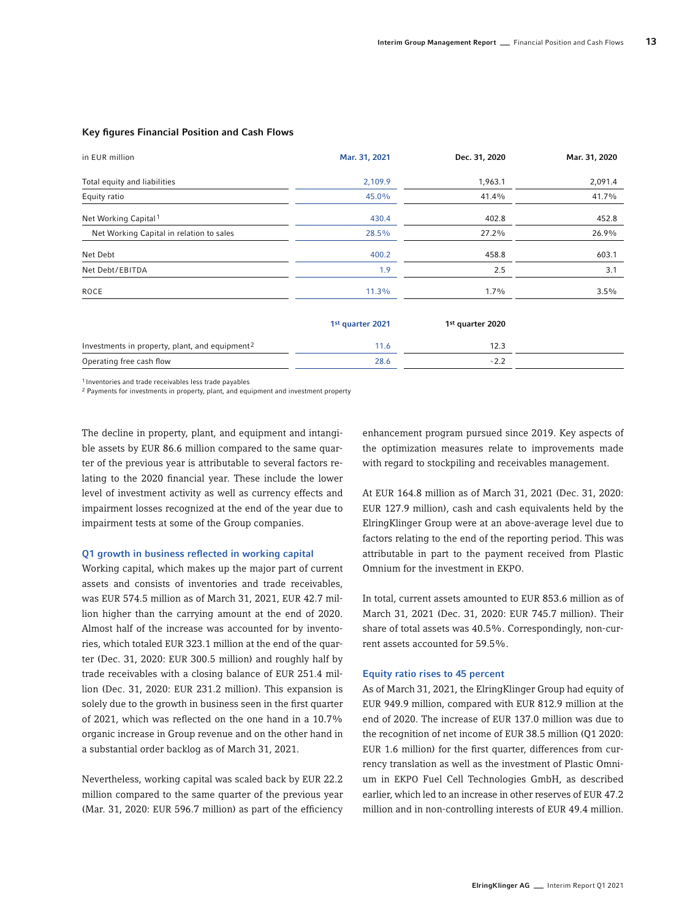### Key figures Financial Position and Cash Flows

| in EUR million | Mar. 31, 2021 | Dec. 31, 2020 | Mar. 31, 2020 |
|---|---|---|---|
| Total equity and liabilities | 2,109.9 | 1,963.1 | 2,091.4 |
| Equity ratio | 45.0% | 41.4% | 41.7% |
| Net Working Capital[1] | 430.4 | 402.8 | 452.8 |
| Net Working Capital in relation to sales | 28.5% | 27.2% | 26.9% |
| Net Debt | 400.2 | 458.8 | 603.1 |
| Net Debt/EBITDA | 1.9 | 2.5 | 3.1 |
| ROCE | 11.3% | 1.7% | 3.5% |
| | 1st quarter 2021 | 1st quarter 2020 | |
| Investments in property, plant, and equipment[2] | 11.6 | 12.3 | |
| Operating free cash flow | 28.6 | -2.2 | |

[1] Inventories and trade receivables less trade payables
[2] Payments for investments in property, plant, and equipment and investment property

The decline in property, plant, and equipment and intangible assets by EUR 86.6 million compared to the same quarter of the previous year is attributable to several factors relating to the 2020 financial year. These include the lower level of investment activity as well as currency effects and impairment losses recognized at the end of the year due to impairment tests at some of the Group companies.

#### Q1 growth in business reflected in working capital

Working capital, which makes up the major part of current assets and consists of inventories and trade receivables, was EUR 574.5 million as of March 31, 2021, EUR 42.7 million higher than the carrying amount at the end of 2020. Almost half of the increase was accounted for by inventories, which totaled EUR 323.1 million at the end of the quarter (Dec. 31, 2020: EUR 300.5 million) and roughly half by trade receivables with a closing balance of EUR 251.4 million (Dec. 31, 2020: EUR 231.2 million). This expansion is solely due to the growth in business seen in the first quarter of 2021, which was reflected on the one hand in a 10.7% organic increase in Group revenue and on the other hand in a substantial order backlog as of March 31, 2021.

Nevertheless, working capital was scaled back by EUR 22.2 million compared to the same quarter of the previous year (Mar. 31, 2020: EUR 596.7 million) as part of the efficiency enhancement program pursued since 2019. Key aspects of the optimization measures relate to improvements made with regard to stockpiling and receivables management.

At EUR 164.8 million as of March 31, 2021 (Dec. 31, 2020: EUR 127.9 million), cash and cash equivalents held by the ElringKlinger Group were at an above-average level due to factors relating to the end of the reporting period. This was attributable in part to the payment received from Plastic Omnium for the investment in EKPO.

In total, current assets amounted to EUR 853.6 million as of March 31, 2021 (Dec. 31, 2020: EUR 745.7 million). Their share of total assets was 40.5%. Correspondingly, non-current assets accounted for 59.5%.

#### Equity ratio rises to 45 percent

As of March 31, 2021, the ElringKlinger Group had equity of EUR 949.9 million, compared with EUR 812.9 million at the end of 2020. The increase of EUR 137.0 million was due to the recognition of net income of EUR 38.5 million (Q1 2020: EUR 1.6 million) for the first quarter, differences from currency translation as well as the investment of Plastic Omnium in EKPO Fuel Cell Technologies GmbH, as described earlier, which led to an increase in other reserves of EUR 47.2 million and in non-controlling interests of EUR 49.4 million.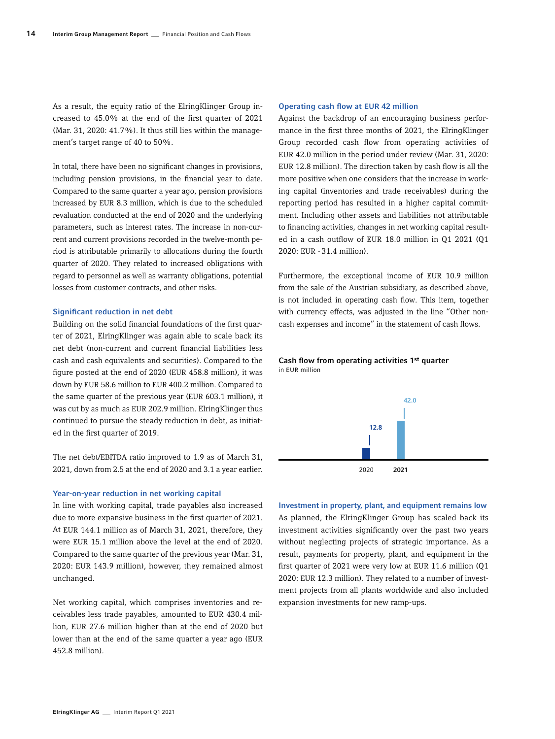As a result, the equity ratio of the ElringKlinger Group increased to 45.0% at the end of the first quarter of 2021 (Mar. 31, 2020: 41.7%). It thus still lies within the management's target range of 40 to 50%.

In total, there have been no significant changes in provisions, including pension provisions, in the financial year to date. Compared to the same quarter a year ago, pension provisions increased by EUR 8.3 million, which is due to the scheduled revaluation conducted at the end of 2020 and the underlying parameters, such as interest rates. The increase in non-current and current provisions recorded in the twelve-month period is attributable primarily to allocations during the fourth quarter of 2020. They related to increased obligations with regard to personnel as well as warranty obligations, potential losses from customer contracts, and other risks.

### Significant reduction in net debt

Building on the solid financial foundations of the first quarter of 2021, ElringKlinger was again able to scale back its net debt (non-current and current financial liabilities less cash and cash equivalents and securities). Compared to the figure posted at the end of 2020 (EUR 458.8 million), it was down by EUR 58.6 million to EUR 400.2 million. Compared to the same quarter of the previous year (EUR 603.1 million), it was cut by as much as EUR 202.9 million. ElringKlinger thus continued to pursue the steady reduction in debt, as initiated in the first quarter of 2019.

The net debt/EBITDA ratio improved to 1.9 as of March 31, 2021, down from 2.5 at the end of 2020 and 3.1 a year earlier.

### Year-on-year reduction in net working capital

In line with working capital, trade payables also increased due to more expansive business in the first quarter of 2021. At EUR 144.1 million as of March 31, 2021, therefore, they were EUR 15.1 million above the level at the end of 2020. Compared to the same quarter of the previous year (Mar. 31, 2020: EUR 143.9 million), however, they remained almost unchanged.

Net working capital, which comprises inventories and receivables less trade payables, amounted to EUR 430.4 million, EUR 27.6 million higher than at the end of 2020 but lower than at the end of the same quarter a year ago (EUR 452.8 million).

### Operating cash flow at EUR 42 million

Against the backdrop of an encouraging business performance in the first three months of 2021, the ElringKlinger Group recorded cash flow from operating activities of EUR 42.0 million in the period under review (Mar. 31, 2020: EUR 12.8 million). The direction taken by cash flow is all the more positive when one considers that the increase in working capital (inventories and trade receivables) during the reporting period has resulted in a higher capital commitment. Including other assets and liabilities not attributable to financing activities, changes in net working capital resulted in a cash outflow of EUR 18.0 million in Q1 2021 (Q1 2020: EUR -31.4 million).

Furthermore, the exceptional income of EUR 10.9 million from the sale of the Austrian subsidiary, as described above, is not included in operating cash flow. This item, together with currency effects, was adjusted in the line "Other non-cash expenses and income" in the statement of cash flows.

**Cash flow from operating activities 1st quarter**
in EUR million

| 2020 | 2021 |
|---|---|
| 12.8 | 42.0 |

### Investment in property, plant, and equipment remains low

As planned, the ElringKlinger Group has scaled back its investment activities significantly over the past two years without neglecting projects of strategic importance. As a result, payments for property, plant, and equipment in the first quarter of 2021 were very low at EUR 11.6 million (Q1 2020: EUR 12.3 million). They related to a number of investment projects from all plants worldwide and also included expansion investments for new ramp-ups.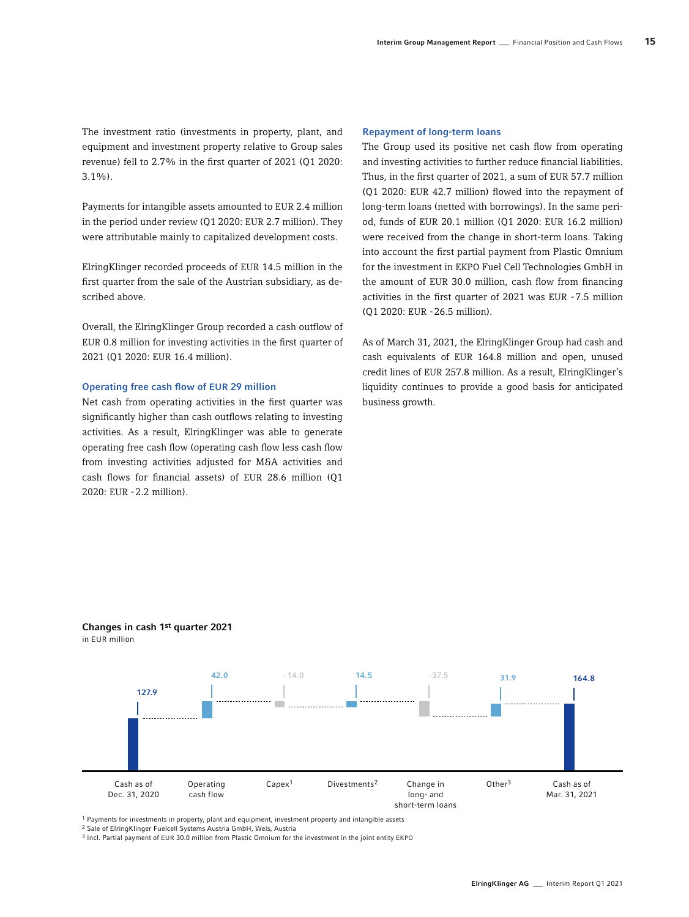The investment ratio (investments in property, plant, and equipment and investment property relative to Group sales revenue) fell to 2.7% in the first quarter of 2021 (Q1 2020: 3.1%).

Payments for intangible assets amounted to EUR 2.4 million in the period under review (Q1 2020: EUR 2.7 million). They were attributable mainly to capitalized development costs.

ElringKlinger recorded proceeds of EUR 14.5 million in the first quarter from the sale of the Austrian subsidiary, as described above.

Overall, the ElringKlinger Group recorded a cash outflow of EUR 0.8 million for investing activities in the first quarter of 2021 (Q1 2020: EUR 16.4 million).

### Operating free cash flow of EUR 29 million

Net cash from operating activities in the first quarter was significantly higher than cash outflows relating to investing activities. As a result, ElringKlinger was able to generate operating free cash flow (operating cash flow less cash flow from investing activities adjusted for M&A activities and cash flows for financial assets) of EUR 28.6 million (Q1 2020: EUR -2.2 million).

### Repayment of long-term loans

The Group used its positive net cash flow from operating and investing activities to further reduce financial liabilities. Thus, in the first quarter of 2021, a sum of EUR 57.7 million (Q1 2020: EUR 42.7 million) flowed into the repayment of long-term loans (netted with borrowings). In the same period, funds of EUR 20.1 million (Q1 2020: EUR 16.2 million) were received from the change in short-term loans. Taking into account the first partial payment from Plastic Omnium for the investment in EKPO Fuel Cell Technologies GmbH in the amount of EUR 30.0 million, cash flow from financing activities in the first quarter of 2021 was EUR -7.5 million (Q1 2020: EUR -26.5 million).

As of March 31, 2021, the ElringKlinger Group had cash and cash equivalents of EUR 164.8 million and open, unused credit lines of EUR 257.8 million. As a result, ElringKlinger's liquidity continues to provide a good basis for anticipated business growth.

**Changes in cash 1st quarter 2021**
in EUR million

| Cash as of Dec. 31, 2020 | Operating cash flow | Capex[1] | Divestments[2] | Change in long- and short-term loans | Other[3] | Cash as of Mar. 31, 2021 |
|---|---|---|---|---|---|---|
| 127.9 | 42.0 | -14.0 | 14.5 | -37.5 | 31.9 | 164.8 |

[1] Payments for investments in property, plant and equipment, investment property and intangible assets
[2] Sale of ElringKlinger Fuelcell Systems Austria GmbH, Wels, Austria
[3] Incl. Partial payment of EUR 30.0 million from Plastic Omnium for the investment in the joint entity EKPO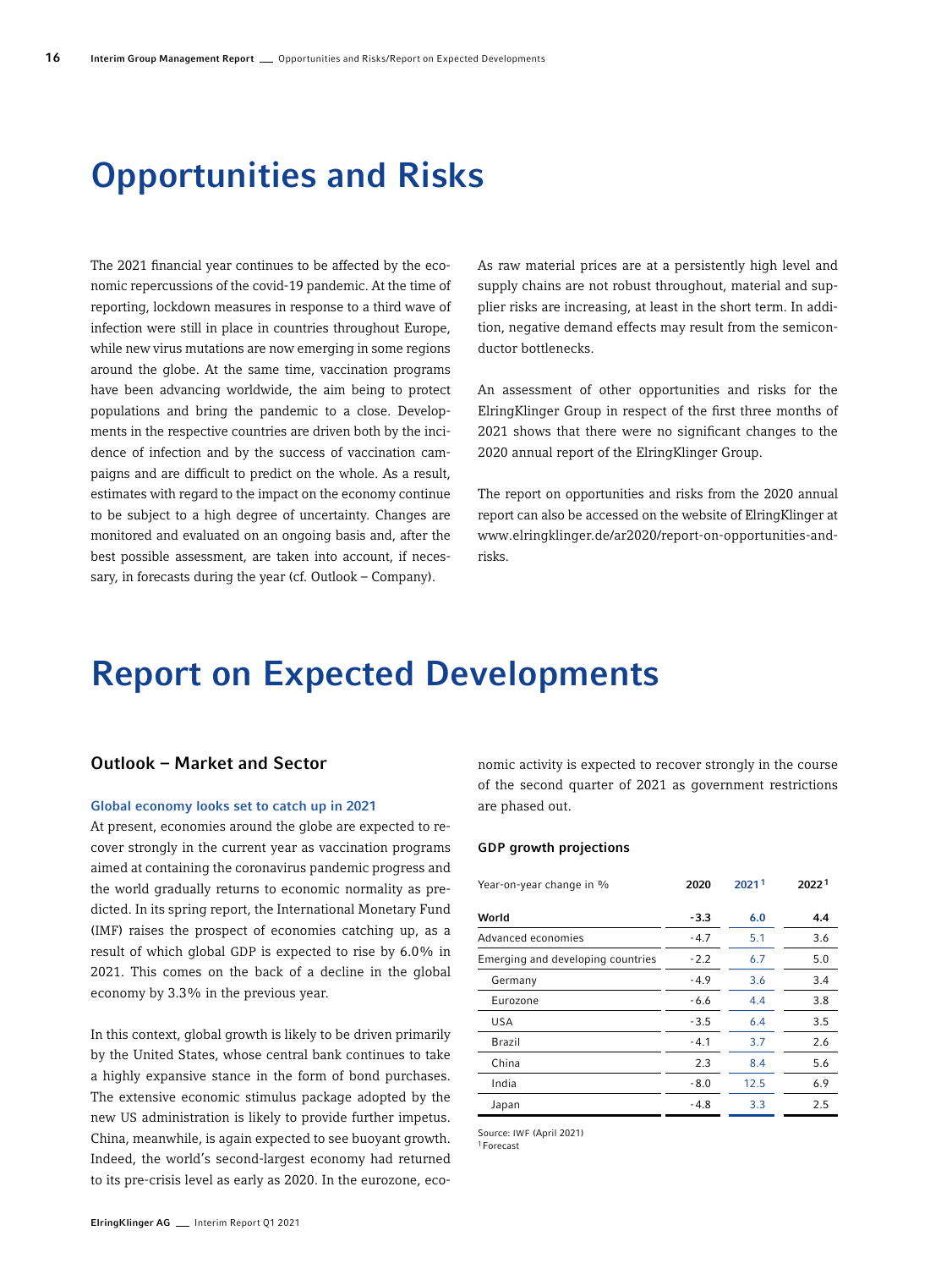# Opportunities and Risks

The 2021 financial year continues to be affected by the economic repercussions of the covid-19 pandemic. At the time of reporting, lockdown measures in response to a third wave of infection were still in place in countries throughout Europe, while new virus mutations are now emerging in some regions around the globe. At the same time, vaccination programs have been advancing worldwide, the aim being to protect populations and bring the pandemic to a close. Developments in the respective countries are driven both by the incidence of infection and by the success of vaccination campaigns and are difficult to predict on the whole. As a result, estimates with regard to the impact on the economy continue to be subject to a high degree of uncertainty. Changes are monitored and evaluated on an ongoing basis and, after the best possible assessment, are taken into account, if necessary, in forecasts during the year (cf. Outlook – Company).

As raw material prices are at a persistently high level and supply chains are not robust throughout, material and supplier risks are increasing, at least in the short term. In addition, negative demand effects may result from the semiconductor bottlenecks.

An assessment of other opportunities and risks for the ElringKlinger Group in respect of the first three months of 2021 shows that there were no significant changes to the 2020 annual report of the ElringKlinger Group.

The report on opportunities and risks from the 2020 annual report can also be accessed on the website of ElringKlinger at www.elringklinger.de/ar2020/report-on-opportunities-and-risks.

# Report on Expected Developments

## Outlook – Market and Sector

### Global economy looks set to catch up in 2021

At present, economies around the globe are expected to recover strongly in the current year as vaccination programs aimed at containing the coronavirus pandemic progress and the world gradually returns to economic normality as predicted. In its spring report, the International Monetary Fund (IMF) raises the prospect of economies catching up, as a result of which global GDP is expected to rise by 6.0% in 2021. This comes on the back of a decline in the global economy by 3.3% in the previous year.

In this context, global growth is likely to be driven primarily by the United States, whose central bank continues to take a highly expansive stance in the form of bond purchases. The extensive economic stimulus package adopted by the new US administration is likely to provide further impetus. China, meanwhile, is again expected to see buoyant growth. Indeed, the world's second-largest economy had returned to its pre-crisis level as early as 2020. In the eurozone, economic activity is expected to recover strongly in the course of the second quarter of 2021 as government restrictions are phased out.

**GDP growth projections**

| Year-on-year change in % | 2020 | 2021[1] | 2022[1] |
|---|---|---|---|
| **World** | **-3.3** | **6.0** | **4.4** |
| Advanced economies | -4.7 | 5.1 | 3.6 |
| Emerging and developing countries | -2.2 | 6.7 | 5.0 |
| Germany | -4.9 | 3.6 | 3.4 |
| Eurozone | -6.6 | 4.4 | 3.8 |
| USA | -3.5 | 6.4 | 3.5 |
| Brazil | -4.1 | 3.7 | 2.6 |
| China | 2.3 | 8.4 | 5.6 |
| India | -8.0 | 12.5 | 6.9 |
| Japan | -4.8 | 3.3 | 2.5 |

Source: IWF (April 2021)
[1] Forecast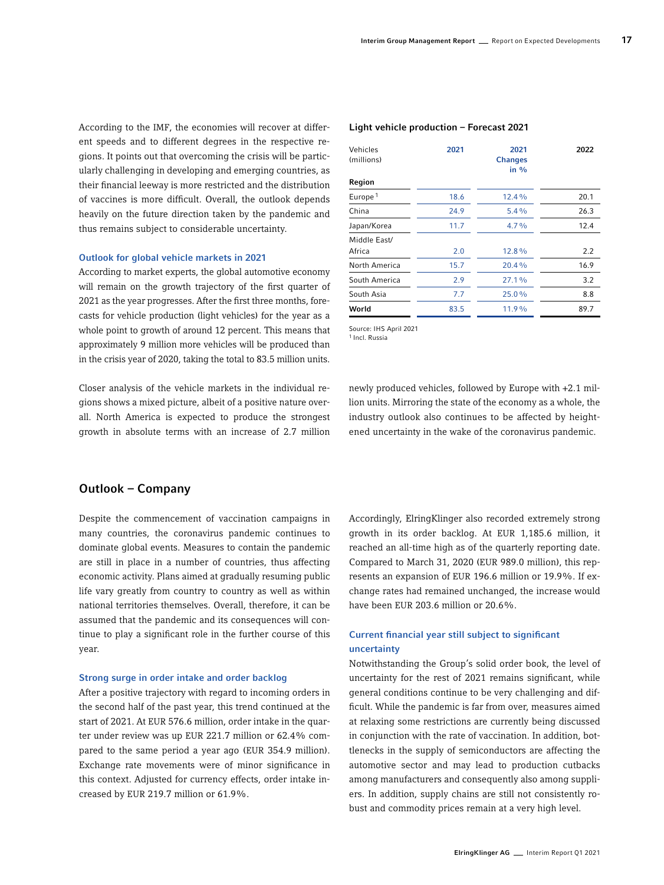According to the IMF, the economies will recover at different speeds and to different degrees in the respective regions. It points out that overcoming the crisis will be particularly challenging in developing and emerging countries, as their financial leeway is more restricted and the distribution of vaccines is more difficult. Overall, the outlook depends heavily on the future direction taken by the pandemic and thus remains subject to considerable uncertainty.

### Outlook for global vehicle markets in 2021

According to market experts, the global automotive economy will remain on the growth trajectory of the first quarter of 2021 as the year progresses. After the first three months, forecasts for vehicle production (light vehicles) for the year as a whole point to growth of around 12 percent. This means that approximately 9 million more vehicles will be produced than in the crisis year of 2020, taking the total to 83.5 million units.

**Light vehicle production – Forecast 2021**

| Vehicles (millions) | 2021 | 2021 Changes in % | 2022 |
|---|---|---|---|
| **Region** | | | |
| Europe [1] | 18.6 | 12.4 % | 20.1 |
| China | 24.9 | 5.4 % | 26.3 |
| Japan/Korea | 11.7 | 4.7 % | 12.4 |
| Middle East/ Africa | 2.0 | 12.8 % | 2.2 |
| North America | 15.7 | 20.4 % | 16.9 |
| South America | 2.9 | 27.1 % | 3.2 |
| South Asia | 7.7 | 25.0 % | 8.8 |
| **World** | 83.5 | 11.9 % | 89.7 |

Source: IHS April 2021
[1] Incl. Russia

Closer analysis of the vehicle markets in the individual regions shows a mixed picture, albeit of a positive nature overall. North America is expected to produce the strongest growth in absolute terms with an increase of 2.7 million newly produced vehicles, followed by Europe with +2.1 million units. Mirroring the state of the economy as a whole, the industry outlook also continues to be affected by heightened uncertainty in the wake of the coronavirus pandemic.

## Outlook – Company

Despite the commencement of vaccination campaigns in many countries, the coronavirus pandemic continues to dominate global events. Measures to contain the pandemic are still in place in a number of countries, thus affecting economic activity. Plans aimed at gradually resuming public life vary greatly from country to country as well as within national territories themselves. Overall, therefore, it can be assumed that the pandemic and its consequences will continue to play a significant role in the further course of this year.

### Strong surge in order intake and order backlog

After a positive trajectory with regard to incoming orders in the second half of the past year, this trend continued at the start of 2021. At EUR 576.6 million, order intake in the quarter under review was up EUR 221.7 million or 62.4% compared to the same period a year ago (EUR 354.9 million). Exchange rate movements were of minor significance in this context. Adjusted for currency effects, order intake increased by EUR 219.7 million or 61.9%.

Accordingly, ElringKlinger also recorded extremely strong growth in its order backlog. At EUR 1,185.6 million, it reached an all-time high as of the quarterly reporting date. Compared to March 31, 2020 (EUR 989.0 million), this represents an expansion of EUR 196.6 million or 19.9%. If exchange rates had remained unchanged, the increase would have been EUR 203.6 million or 20.6%.

### Current financial year still subject to significant uncertainty

Notwithstanding the Group's solid order book, the level of uncertainty for the rest of 2021 remains significant, while general conditions continue to be very challenging and difficult. While the pandemic is far from over, measures aimed at relaxing some restrictions are currently being discussed in conjunction with the rate of vaccination. In addition, bottlenecks in the supply of semiconductors are affecting the automotive sector and may lead to production cutbacks among manufacturers and consequently also among suppliers. In addition, supply chains are still not consistently robust and commodity prices remain at a very high level.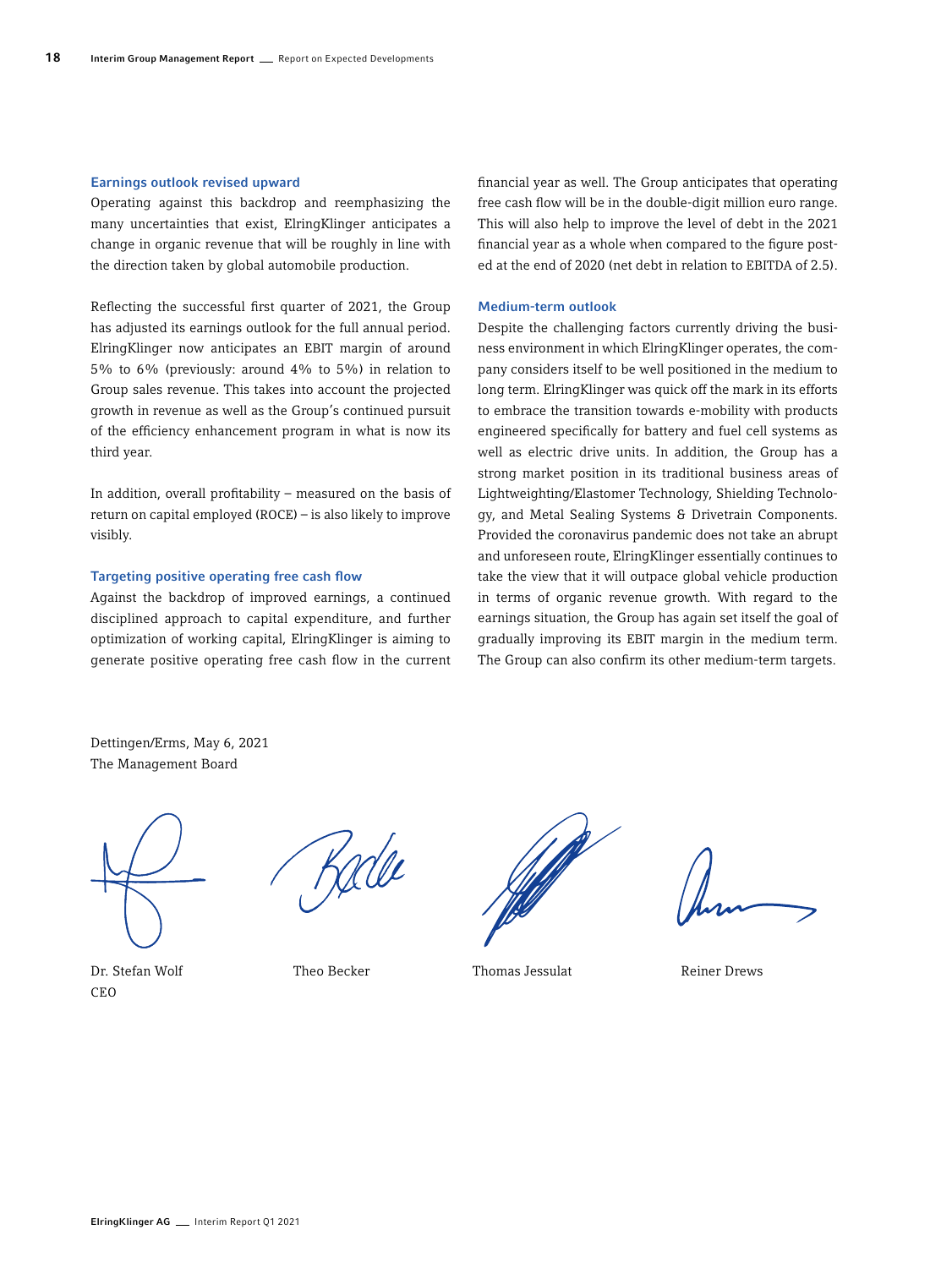### Earnings outlook revised upward

Operating against this backdrop and reemphasizing the many uncertainties that exist, ElringKlinger anticipates a change in organic revenue that will be roughly in line with the direction taken by global automobile production.

Reflecting the successful first quarter of 2021, the Group has adjusted its earnings outlook for the full annual period. ElringKlinger now anticipates an EBIT margin of around 5% to 6% (previously: around 4% to 5%) in relation to Group sales revenue. This takes into account the projected growth in revenue as well as the Group's continued pursuit of the efficiency enhancement program in what is now its third year.

In addition, overall profitability – measured on the basis of return on capital employed (ROCE) – is also likely to improve visibly.

### Targeting positive operating free cash flow

Against the backdrop of improved earnings, a continued disciplined approach to capital expenditure, and further optimization of working capital, ElringKlinger is aiming to generate positive operating free cash flow in the current financial year as well. The Group anticipates that operating free cash flow will be in the double-digit million euro range. This will also help to improve the level of debt in the 2021 financial year as a whole when compared to the figure posted at the end of 2020 (net debt in relation to EBITDA of 2.5).

### Medium-term outlook

Despite the challenging factors currently driving the business environment in which ElringKlinger operates, the company considers itself to be well positioned in the medium to long term. ElringKlinger was quick off the mark in its efforts to embrace the transition towards e-mobility with products engineered specifically for battery and fuel cell systems as well as electric drive units. In addition, the Group has a strong market position in its traditional business areas of Lightweighting/Elastomer Technology, Shielding Technology, and Metal Sealing Systems & Drivetrain Components. Provided the coronavirus pandemic does not take an abrupt and unforeseen route, ElringKlinger essentially continues to take the view that it will outpace global vehicle production in terms of organic revenue growth. With regard to the earnings situation, the Group has again set itself the goal of gradually improving its EBIT margin in the medium term. The Group can also confirm its other medium-term targets.

Dettingen/Erms, May 6, 2021
The Management Board

Dr. Stefan Wolf
CEO

Theo Becker

Thomas Jessulat

Reiner Drews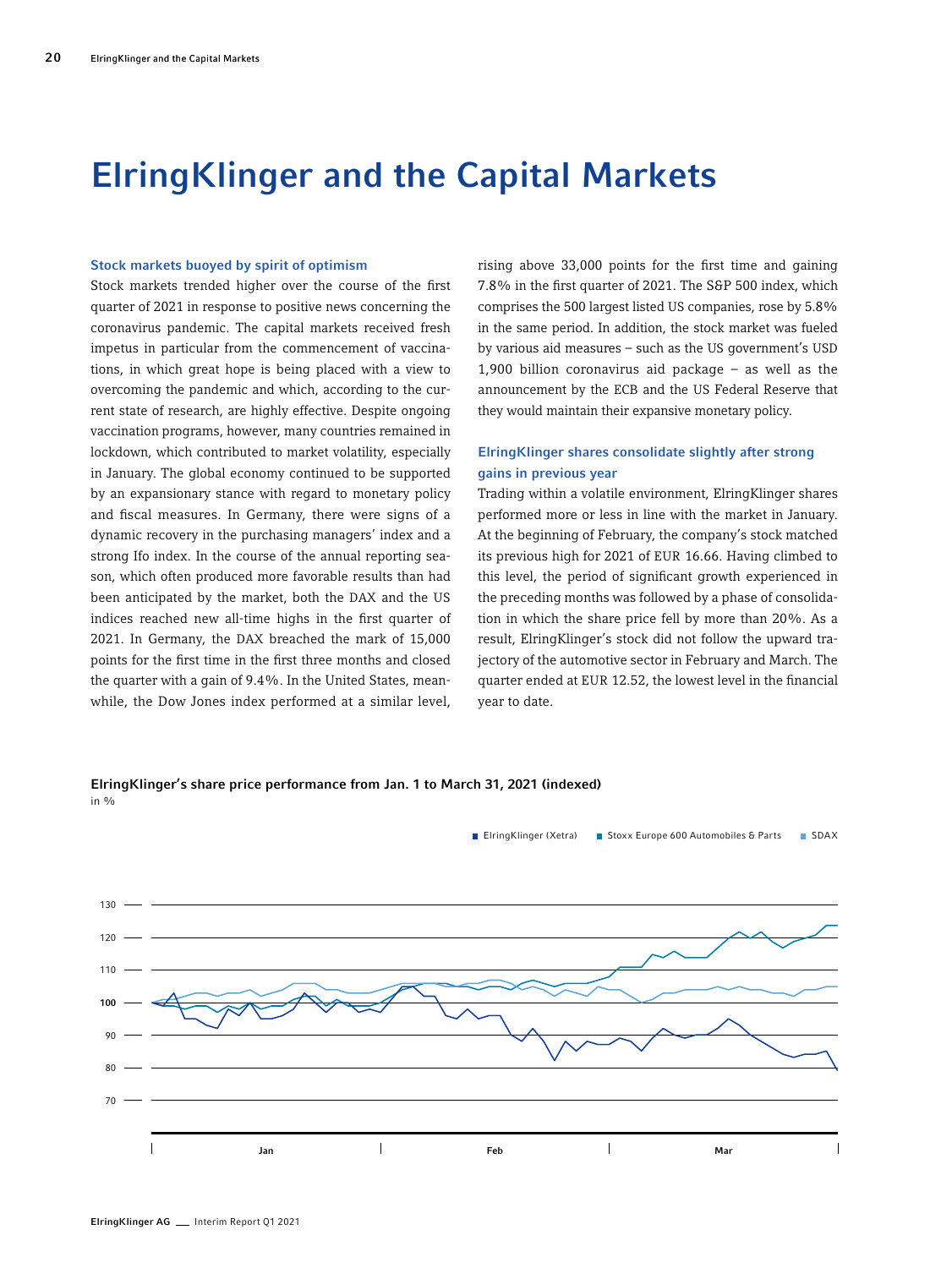# ElringKlinger and the Capital Markets

### Stock markets buoyed by spirit of optimism

Stock markets trended higher over the course of the first quarter of 2021 in response to positive news concerning the coronavirus pandemic. The capital markets received fresh impetus in particular from the commencement of vaccinations, in which great hope is being placed with a view to overcoming the pandemic and which, according to the current state of research, are highly effective. Despite ongoing vaccination programs, however, many countries remained in lockdown, which contributed to market volatility, especially in January. The global economy continued to be supported by an expansionary stance with regard to monetary policy and fiscal measures. In Germany, there were signs of a dynamic recovery in the purchasing managers' index and a strong Ifo index. In the course of the annual reporting season, which often produced more favorable results than had been anticipated by the market, both the DAX and the US indices reached new all-time highs in the first quarter of 2021. In Germany, the DAX breached the mark of 15,000 points for the first time in the first three months and closed the quarter with a gain of 9.4%. In the United States, meanwhile, the Dow Jones index performed at a similar level, rising above 33,000 points for the first time and gaining 7.8% in the first quarter of 2021. The S&P 500 index, which comprises the 500 largest listed US companies, rose by 5.8% in the same period. In addition, the stock market was fueled by various aid measures – such as the US government's USD 1,900 billion coronavirus aid package – as well as the announcement by the ECB and the US Federal Reserve that they would maintain their expansive monetary policy.

### ElringKlinger shares consolidate slightly after strong gains in previous year

Trading within a volatile environment, ElringKlinger shares performed more or less in line with the market in January. At the beginning of February, the company's stock matched its previous high for 2021 of EUR 16.66. Having climbed to this level, the period of significant growth experienced in the preceding months was followed by a phase of consolidation in which the share price fell by more than 20%. As a result, ElringKlinger's stock did not follow the upward trajectory of the automotive sector in February and March. The quarter ended at EUR 12.52, the lowest level in the financial year to date.

**ElringKlinger's share price performance from Jan. 1 to March 31, 2021 (indexed)**
in %

ElringKlinger (Xetra) | Stoxx Europe 600 Automobiles & Parts | SDAX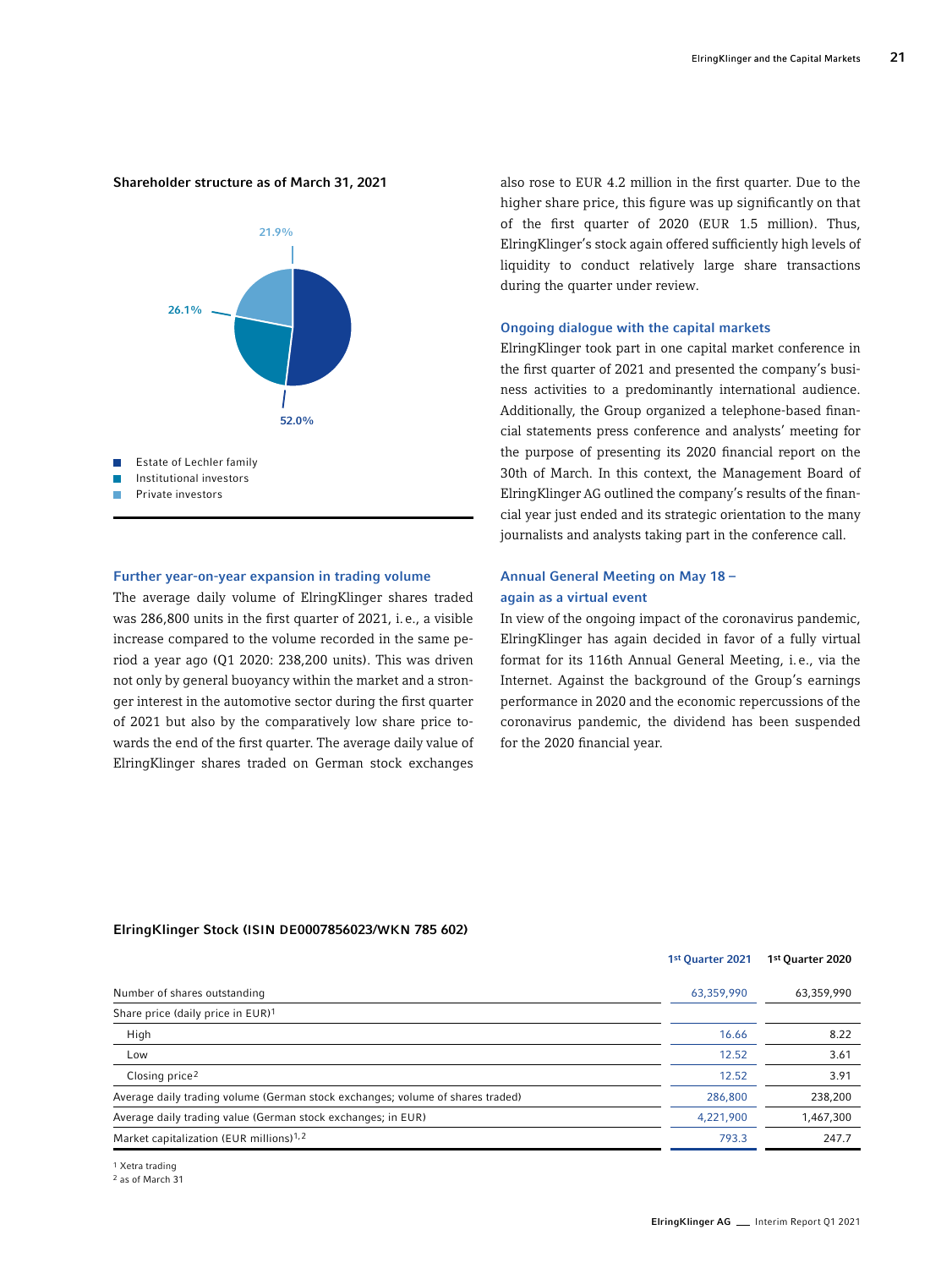**Shareholder structure as of March 31, 2021**

21.9%

26.1%

52.0%

- Estate of Lechler family
- Institutional investors
- Private investors

### Further year-on-year expansion in trading volume

The average daily volume of ElringKlinger shares traded was 286,800 units in the first quarter of 2021, i.e., a visible increase compared to the volume recorded in the same period a year ago (Q1 2020: 238,200 units). This was driven not only by general buoyancy within the market and a stronger interest in the automotive sector during the first quarter of 2021 but also by the comparatively low share price towards the end of the first quarter. The average daily value of ElringKlinger shares traded on German stock exchanges also rose to EUR 4.2 million in the first quarter. Due to the higher share price, this figure was up significantly on that of the first quarter of 2020 (EUR 1.5 million). Thus, ElringKlinger's stock again offered sufficiently high levels of liquidity to conduct relatively large share transactions during the quarter under review.

### Ongoing dialogue with the capital markets

ElringKlinger took part in one capital market conference in the first quarter of 2021 and presented the company's business activities to a predominantly international audience. Additionally, the Group organized a telephone-based financial statements press conference and analysts' meeting for the purpose of presenting its 2020 financial report on the 30th of March. In this context, the Management Board of ElringKlinger AG outlined the company's results of the financial year just ended and its strategic orientation to the many journalists and analysts taking part in the conference call.

### Annual General Meeting on May 18 – again as a virtual event

In view of the ongoing impact of the coronavirus pandemic, ElringKlinger has again decided in favor of a fully virtual format for its 116th Annual General Meeting, i.e., via the Internet. Against the background of the Group's earnings performance in 2020 and the economic repercussions of the coronavirus pandemic, the dividend has been suspended for the 2020 financial year.

**ElringKlinger Stock (ISIN DE0007856023/WKN 785 602)**

| | 1st Quarter 2021 | 1st Quarter 2020 |
|---|---|---|
| Number of shares outstanding | 63,359,990 | 63,359,990 |
| Share price (daily price in EUR)[1] | | |
| High | 16.66 | 8.22 |
| Low | 12.52 | 3.61 |
| Closing price[2] | 12.52 | 3.91 |
| Average daily trading volume (German stock exchanges; volume of shares traded) | 286,800 | 238,200 |
| Average daily trading value (German stock exchanges; in EUR) | 4,221,900 | 1,467,300 |
| Market capitalization (EUR millions)[1,2] | 793.3 | 247.7 |

[1] Xetra trading
[2] as of March 31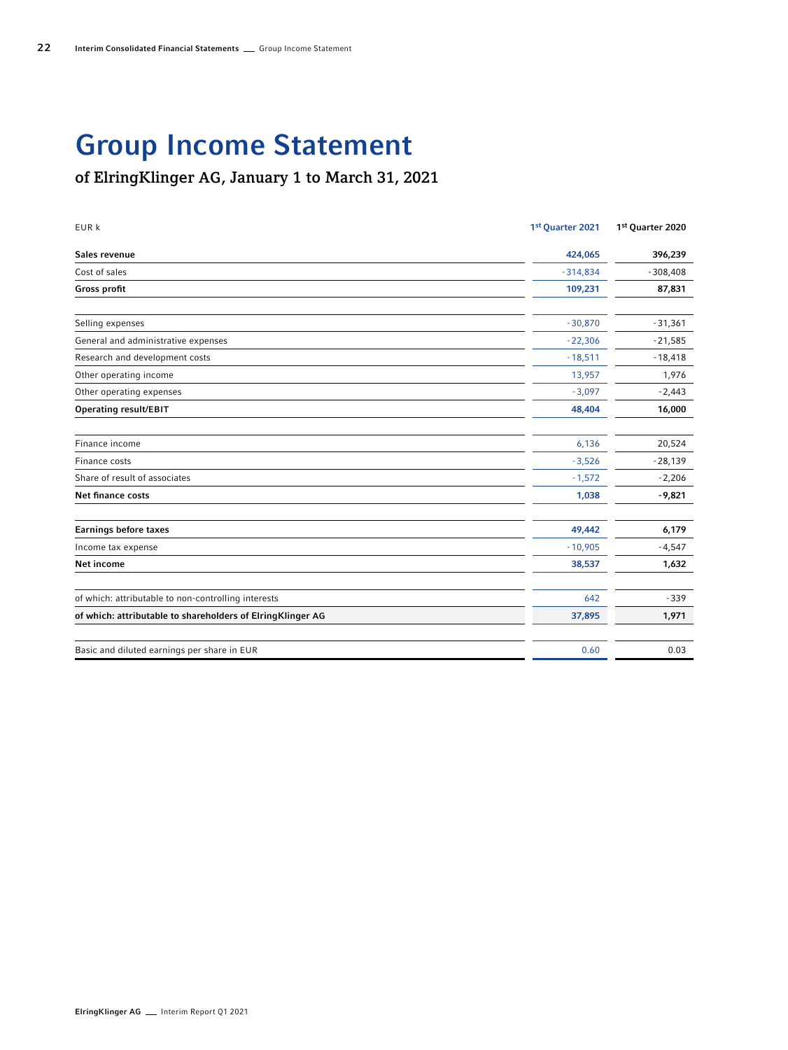# Group Income Statement

## of ElringKlinger AG, January 1 to March 31, 2021

| EUR k | 1st Quarter 2021 | 1st Quarter 2020 |
|---|---|---|
| **Sales revenue** | **424,065** | **396,239** |
| Cost of sales | -314,834 | -308,408 |
| **Gross profit** | **109,231** | **87,831** |
| | | |
| Selling expenses | -30,870 | -31,361 |
| General and administrative expenses | -22,306 | -21,585 |
| Research and development costs | -18,511 | -18,418 |
| Other operating income | 13,957 | 1,976 |
| Other operating expenses | -3,097 | -2,443 |
| **Operating result/EBIT** | **48,404** | **16,000** |
| | | |
| Finance income | 6,136 | 20,524 |
| Finance costs | -3,526 | -28,139 |
| Share of result of associates | -1,572 | -2,206 |
| **Net finance costs** | **1,038** | **-9,821** |
| | | |
| **Earnings before taxes** | **49,442** | **6,179** |
| Income tax expense | -10,905 | -4,547 |
| **Net income** | **38,537** | **1,632** |
| | | |
| of which: attributable to non-controlling interests | 642 | -339 |
| **of which: attributable to shareholders of ElringKlinger AG** | **37,895** | **1,971** |
| | | |
| Basic and diluted earnings per share in EUR | 0.60 | 0.03 |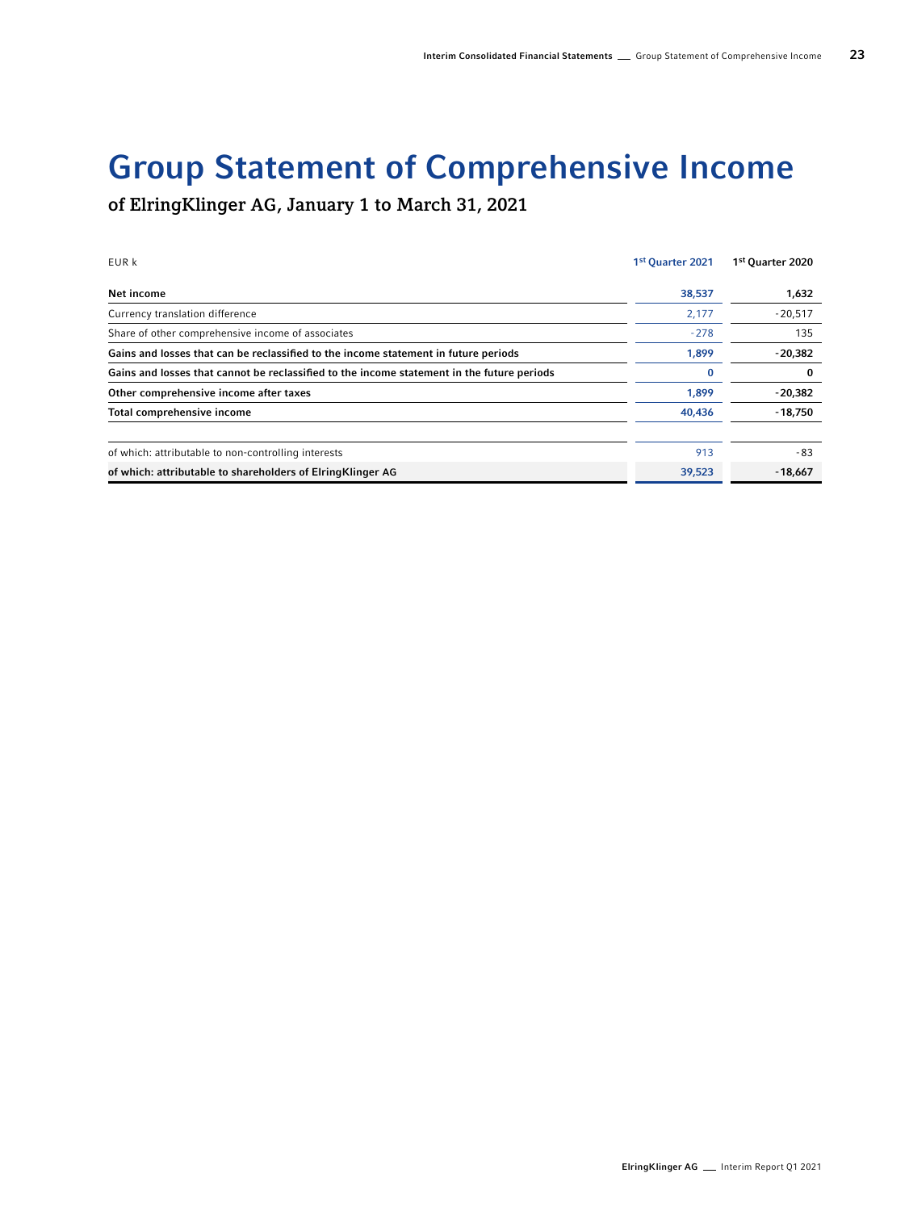# Group Statement of Comprehensive Income

## of ElringKlinger AG, January 1 to March 31, 2021

| EUR k | 1st Quarter 2021 | 1st Quarter 2020 |
|---|---|---|
| **Net income** | **38,537** | **1,632** |
| Currency translation difference | 2,177 | -20,517 |
| Share of other comprehensive income of associates | -278 | 135 |
| **Gains and losses that can be reclassified to the income statement in future periods** | **1,899** | **-20,382** |
| **Gains and losses that cannot be reclassified to the income statement in the future periods** | **0** | **0** |
| **Other comprehensive income after taxes** | **1,899** | **-20,382** |
| **Total comprehensive income** | **40,436** | **-18,750** |
| | | |
| of which: attributable to non-controlling interests | 913 | -83 |
| **of which: attributable to shareholders of ElringKlinger AG** | **39,523** | **-18,667** |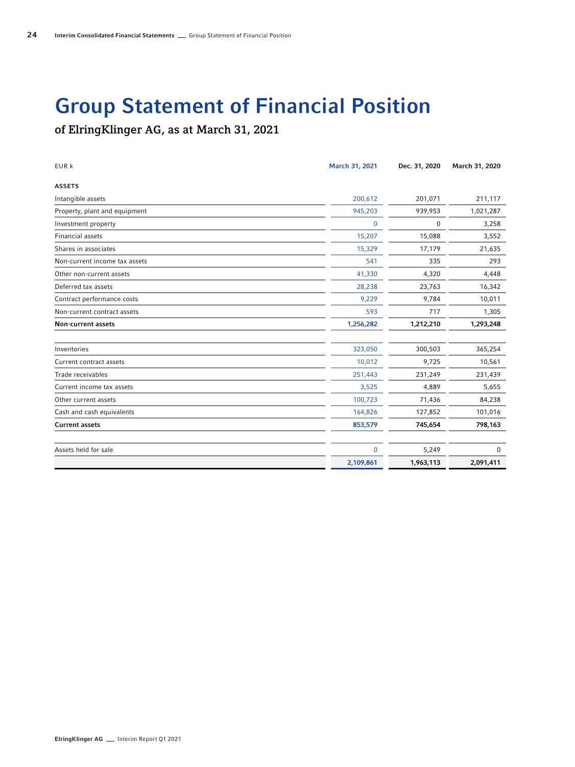# Group Statement of Financial Position

## of ElringKlinger AG, as at March 31, 2021

| EUR k | March 31, 2021 | Dec. 31, 2020 | March 31, 2020 |
|---|---|---|---|
| **ASSETS** | | | |
| Intangible assets | 200,612 | 201,071 | 211,117 |
| Property, plant and equipment | 945,203 | 939,953 | 1,021,287 |
| Investment property | 0 | 0 | 3,258 |
| Financial assets | 15,207 | 15,088 | 3,552 |
| Shares in associates | 15,329 | 17,179 | 21,635 |
| Non-current income tax assets | 541 | 335 | 293 |
| Other non-current assets | 41,330 | 4,320 | 4,448 |
| Deferred tax assets | 28,238 | 23,763 | 16,342 |
| Contract performance costs | 9,229 | 9,784 | 10,011 |
| Non-current contract assets | 593 | 717 | 1,305 |
| **Non-current assets** | **1,256,282** | **1,212,210** | **1,293,248** |
| | | | |
| Inventories | 323,050 | 300,503 | 365,254 |
| Current contract assets | 10,012 | 9,725 | 10,561 |
| Trade receivables | 251,443 | 231,249 | 231,439 |
| Current income tax assets | 3,525 | 4,889 | 5,655 |
| Other current assets | 100,723 | 71,436 | 84,238 |
| Cash and cash equivalents | 164,826 | 127,852 | 101,016 |
| **Current assets** | **853,579** | **745,654** | **798,163** |
| | | | |
| Assets held for sale | 0 | 5,249 | 0 |
| | **2,109,861** | **1,963,113** | **2,091,411** |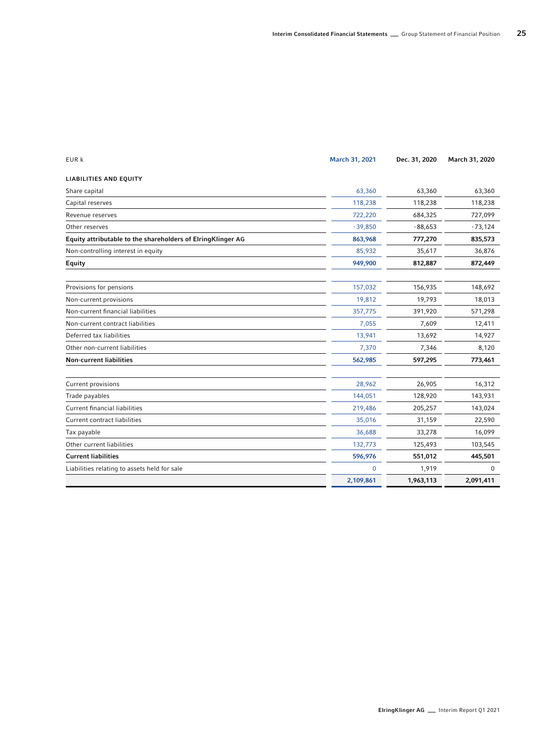| EUR k | March 31, 2021 | Dec. 31, 2020 | March 31, 2020 |
|---|---|---|---|
| **LIABILITIES AND EQUITY** | | | |
| Share capital | 63,360 | 63,360 | 63,360 |
| Capital reserves | 118,238 | 118,238 | 118,238 |
| Revenue reserves | 722,220 | 684,325 | 727,099 |
| Other reserves | -39,850 | -88,653 | -73,124 |
| **Equity attributable to the shareholders of ElringKlinger AG** | **863,968** | **777,270** | **835,573** |
| Non-controlling interest in equity | 85,932 | 35,617 | 36,876 |
| **Equity** | **949,900** | **812,887** | **872,449** |
| | | | |
| Provisions for pensions | 157,032 | 156,935 | 148,692 |
| Non-current provisions | 19,812 | 19,793 | 18,013 |
| Non-current financial liabilities | 357,775 | 391,920 | 571,298 |
| Non-current contract liabilities | 7,055 | 7,609 | 12,411 |
| Deferred tax liabilities | 13,941 | 13,692 | 14,927 |
| Other non-current liabilities | 7,370 | 7,346 | 8,120 |
| **Non-current liabilities** | **562,985** | **597,295** | **773,461** |
| | | | |
| Current provisions | 28,962 | 26,905 | 16,312 |
| Trade payables | 144,051 | 128,920 | 143,931 |
| Current financial liabilities | 219,486 | 205,257 | 143,024 |
| Current contract liabilities | 35,016 | 31,159 | 22,590 |
| Tax payable | 36,688 | 33,278 | 16,099 |
| Other current liabilities | 132,773 | 125,493 | 103,545 |
| **Current liabilities** | **596,976** | **551,012** | **445,501** |
| Liabilities relating to assets held for sale | 0 | 1,919 | 0 |
| | **2,109,861** | **1,963,113** | **2,091,411** |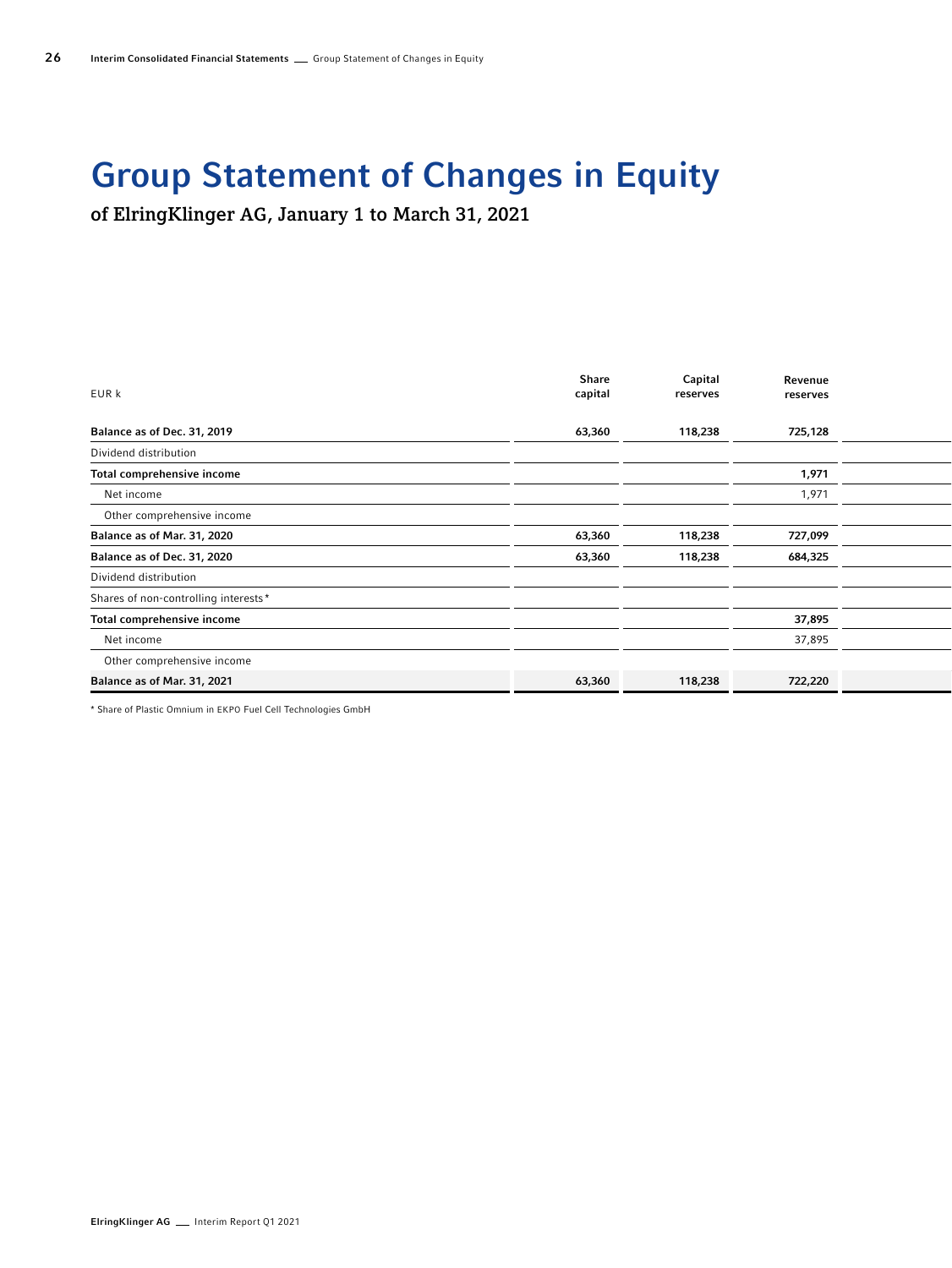# Group Statement of Changes in Equity

## of ElringKlinger AG, January 1 to March 31, 2021

| EUR k | Share capital | Capital reserves | Revenue reserves |
|---|---|---|---|
| **Balance as of Dec. 31, 2019** | **63,360** | **118,238** | **725,128** |
| Dividend distribution | | | |
| **Total comprehensive income** | | | **1,971** |
| Net income | | | 1,971 |
| Other comprehensive income | | | |
| **Balance as of Mar. 31, 2020** | **63,360** | **118,238** | **727,099** |
| **Balance as of Dec. 31, 2020** | **63,360** | **118,238** | **684,325** |
| Dividend distribution | | | |
| Shares of non-controlling interests* | | | |
| **Total comprehensive income** | | | **37,895** |
| Net income | | | 37,895 |
| Other comprehensive income | | | |
| **Balance as of Mar. 31, 2021** | **63,360** | **118,238** | **722,220** |

* Share of Plastic Omnium in EKPO Fuel Cell Technologies GmbH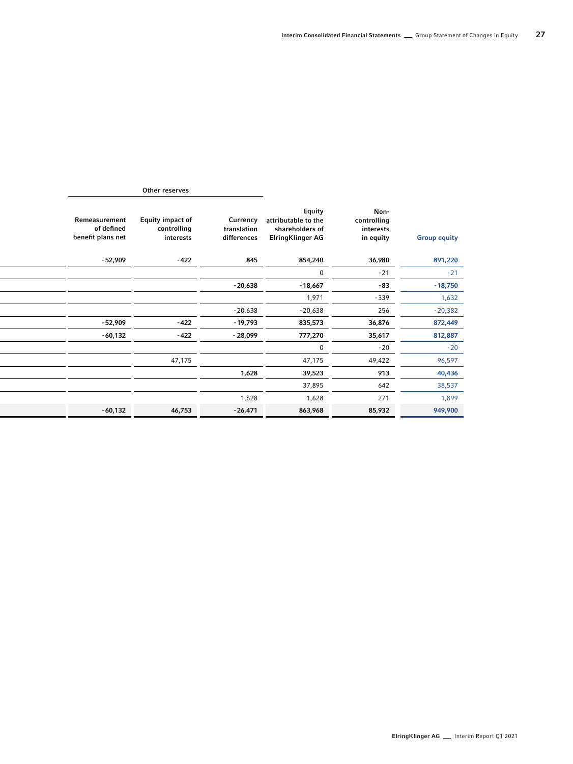| Other reserves | | | | | |
|---|---|---|---|---|---|
| Remeasurement of defined benefit plans net | Equity impact of controlling interests | Currency translation differences | Equity attributable to the shareholders of ElringKlinger AG | Non-controlling interests in equity | Group equity |
| -52,909 | -422 | 845 | 854,240 | 36,980 | 891,220 |
| | | | 0 | -21 | -21 |
| | | -20,638 | -18,667 | -83 | -18,750 |
| | | | 1,971 | -339 | 1,632 |
| | | -20,638 | -20,638 | 256 | -20,382 |
| -52,909 | -422 | -19,793 | 835,573 | 36,876 | 872,449 |
| -60,132 | -422 | -28,099 | 777,270 | 35,617 | 812,887 |
| | | | 0 | -20 | -20 |
| | 47,175 | | 47,175 | 49,422 | 96,597 |
| | | 1,628 | 39,523 | 913 | 40,436 |
| | | | 37,895 | 642 | 38,537 |
| | | 1,628 | 1,628 | 271 | 1,899 |
| -60,132 | 46,753 | -26,471 | 863,968 | 85,932 | 949,900 |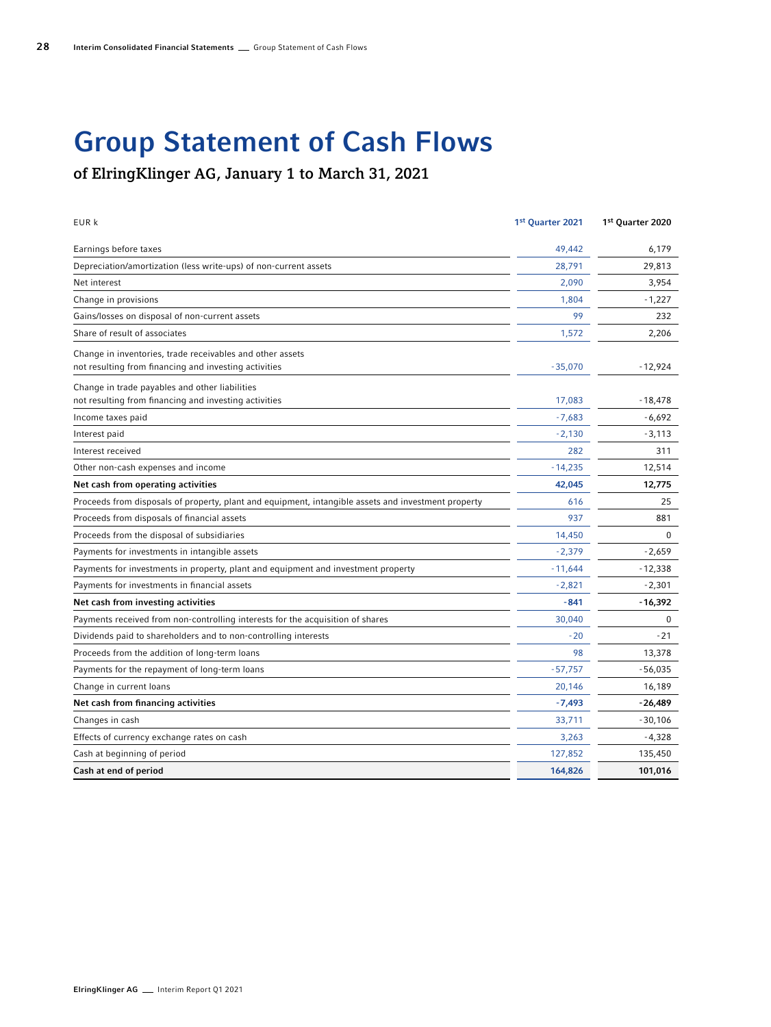# Group Statement of Cash Flows

## of ElringKlinger AG, January 1 to March 31, 2021

| EUR k | 1st Quarter 2021 | 1st Quarter 2020 |
|---|---|---|
| Earnings before taxes | 49,442 | 6,179 |
| Depreciation/amortization (less write-ups) of non-current assets | 28,791 | 29,813 |
| Net interest | 2,090 | 3,954 |
| Change in provisions | 1,804 | -1,227 |
| Gains/losses on disposal of non-current assets | 99 | 232 |
| Share of result of associates | 1,572 | 2,206 |
| Change in inventories, trade receivables and other assets not resulting from financing and investing activities | -35,070 | -12,924 |
| Change in trade payables and other liabilities not resulting from financing and investing activities | 17,083 | -18,478 |
| Income taxes paid | -7,683 | -6,692 |
| Interest paid | -2,130 | -3,113 |
| Interest received | 282 | 311 |
| Other non-cash expenses and income | -14,235 | 12,514 |
| **Net cash from operating activities** | **42,045** | **12,775** |
| Proceeds from disposals of property, plant and equipment, intangible assets and investment property | 616 | 25 |
| Proceeds from disposals of financial assets | 937 | 881 |
| Proceeds from the disposal of subsidiaries | 14,450 | 0 |
| Payments for investments in intangible assets | -2,379 | -2,659 |
| Payments for investments in property, plant and equipment and investment property | -11,644 | -12,338 |
| Payments for investments in financial assets | -2,821 | -2,301 |
| **Net cash from investing activities** | **-841** | **-16,392** |
| Payments received from non-controlling interests for the acquisition of shares | 30,040 | 0 |
| Dividends paid to shareholders and to non-controlling interests | -20 | -21 |
| Proceeds from the addition of long-term loans | 98 | 13,378 |
| Payments for the repayment of long-term loans | -57,757 | -56,035 |
| Change in current loans | 20,146 | 16,189 |
| **Net cash from financing activities** | **-7,493** | **-26,489** |
| Changes in cash | 33,711 | -30,106 |
| Effects of currency exchange rates on cash | 3,263 | -4,328 |
| Cash at beginning of period | 127,852 | 135,450 |
| **Cash at end of period** | **164,826** | **101,016** |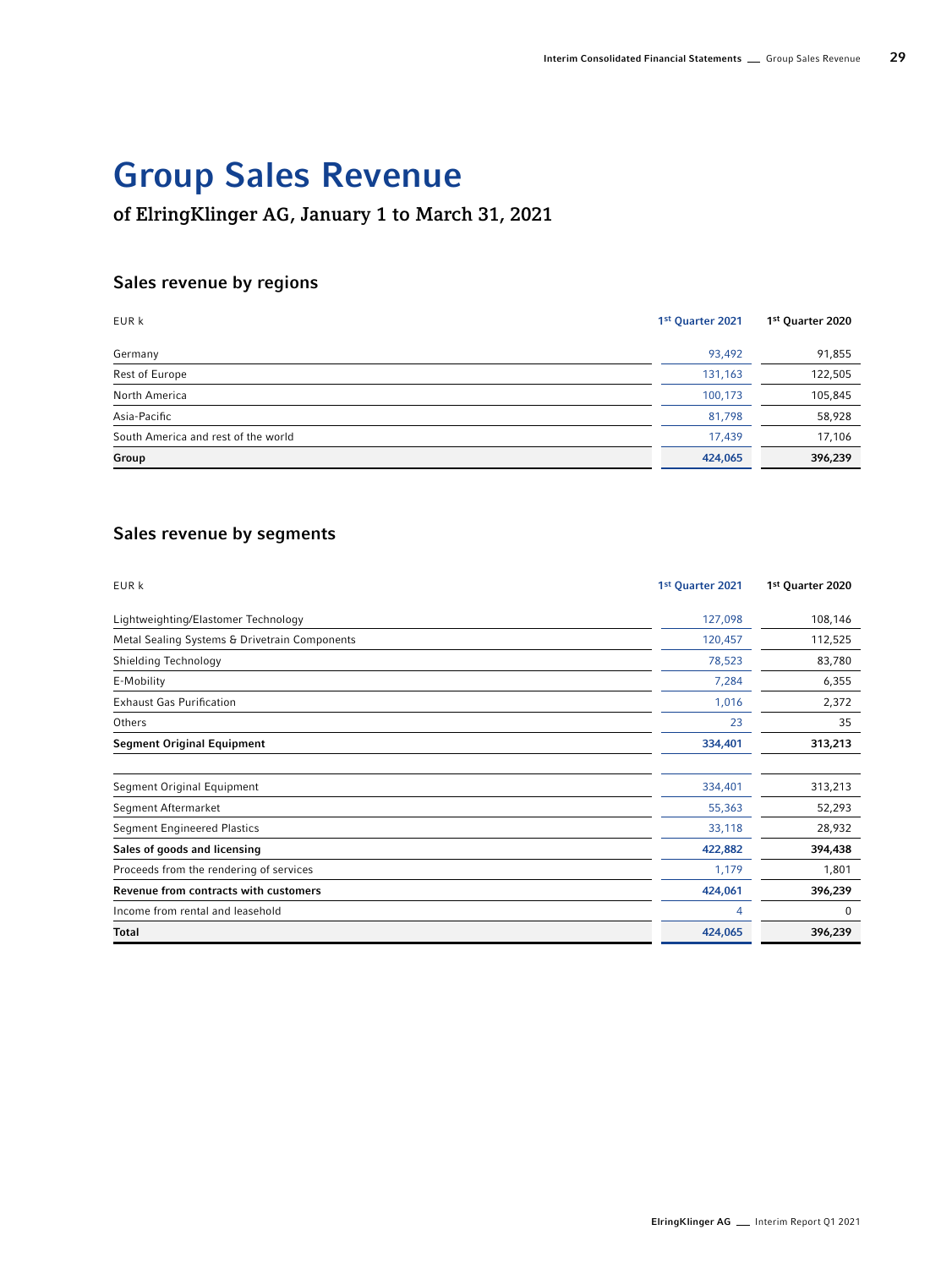# Group Sales Revenue

## of ElringKlinger AG, January 1 to March 31, 2021

### Sales revenue by regions

| EUR k | 1st Quarter 2021 | 1st Quarter 2020 |
|---|---|---|
| Germany | 93,492 | 91,855 |
| Rest of Europe | 131,163 | 122,505 |
| North America | 100,173 | 105,845 |
| Asia-Pacific | 81,798 | 58,928 |
| South America and rest of the world | 17,439 | 17,106 |
| **Group** | **424,065** | **396,239** |

### Sales revenue by segments

| EUR k | 1st Quarter 2021 | 1st Quarter 2020 |
|---|---|---|
| Lightweighting/Elastomer Technology | 127,098 | 108,146 |
| Metal Sealing Systems & Drivetrain Components | 120,457 | 112,525 |
| Shielding Technology | 78,523 | 83,780 |
| E-Mobility | 7,284 | 6,355 |
| Exhaust Gas Purification | 1,016 | 2,372 |
| Others | 23 | 35 |
| **Segment Original Equipment** | **334,401** | **313,213** |
| | | |
| Segment Original Equipment | 334,401 | 313,213 |
| Segment Aftermarket | 55,363 | 52,293 |
| Segment Engineered Plastics | 33,118 | 28,932 |
| **Sales of goods and licensing** | **422,882** | **394,438** |
| Proceeds from the rendering of services | 1,179 | 1,801 |
| **Revenue from contracts with customers** | **424,061** | **396,239** |
| Income from rental and leasehold | 4 | 0 |
| **Total** | **424,065** | **396,239** |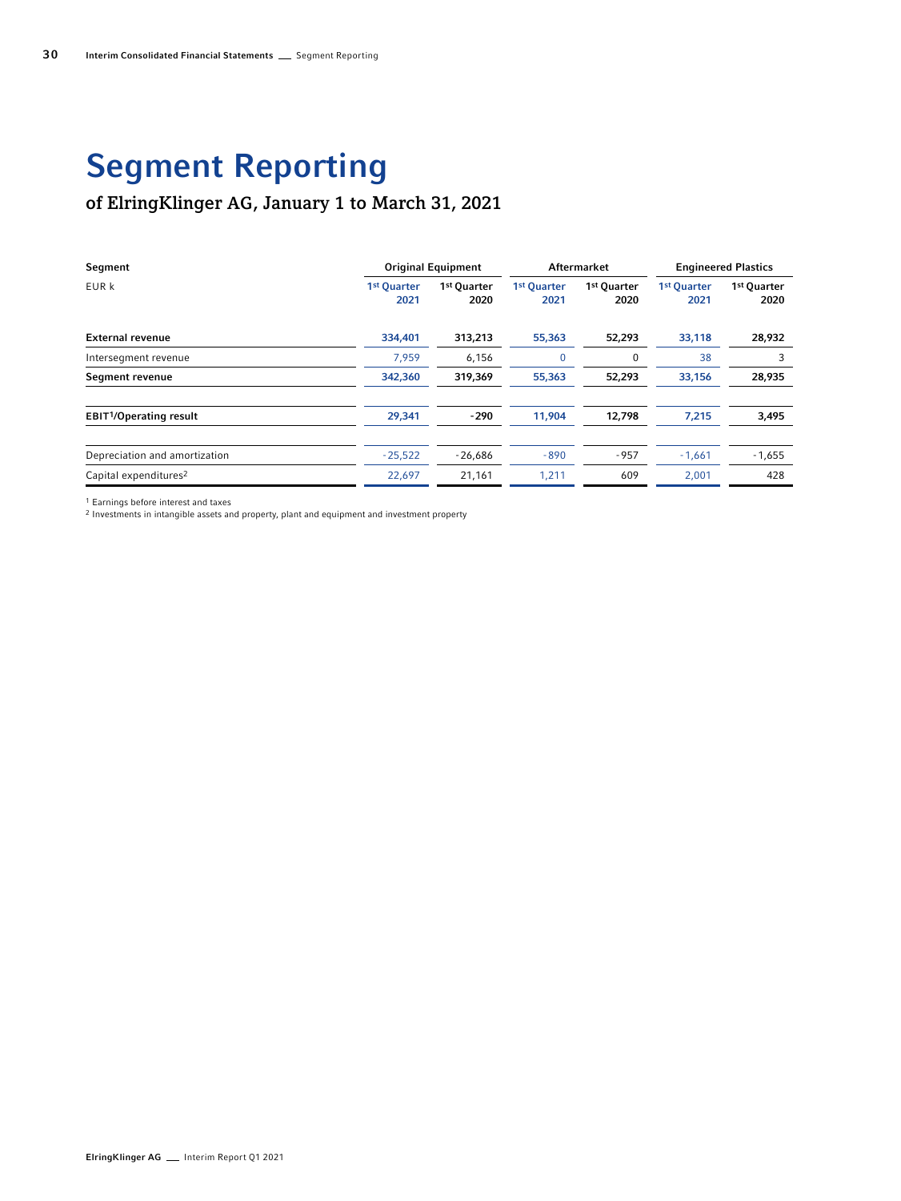# Segment Reporting

## of ElringKlinger AG, January 1 to March 31, 2021

| Segment | Original Equipment | | Aftermarket | | Engineered Plastics | |
|---|---|---|---|---|---|---|
| EUR k | 1st Quarter 2021 | 1st Quarter 2020 | 1st Quarter 2021 | 1st Quarter 2020 | 1st Quarter 2021 | 1st Quarter 2020 |
| **External revenue** | **334,401** | **313,213** | **55,363** | **52,293** | **33,118** | **28,932** |
| Intersegment revenue | 7,959 | 6,156 | 0 | 0 | 38 | 3 |
| **Segment revenue** | **342,360** | **319,369** | **55,363** | **52,293** | **33,156** | **28,935** |
| **EBIT[1]/Operating result** | **29,341** | **-290** | **11,904** | **12,798** | **7,215** | **3,495** |
| Depreciation and amortization | -25,522 | -26,686 | -890 | -957 | -1,661 | -1,655 |
| Capital expenditures[2] | 22,697 | 21,161 | 1,211 | 609 | 2,001 | 428 |

[1] Earnings before interest and taxes
[2] Investments in intangible assets and property, plant and equipment and investment property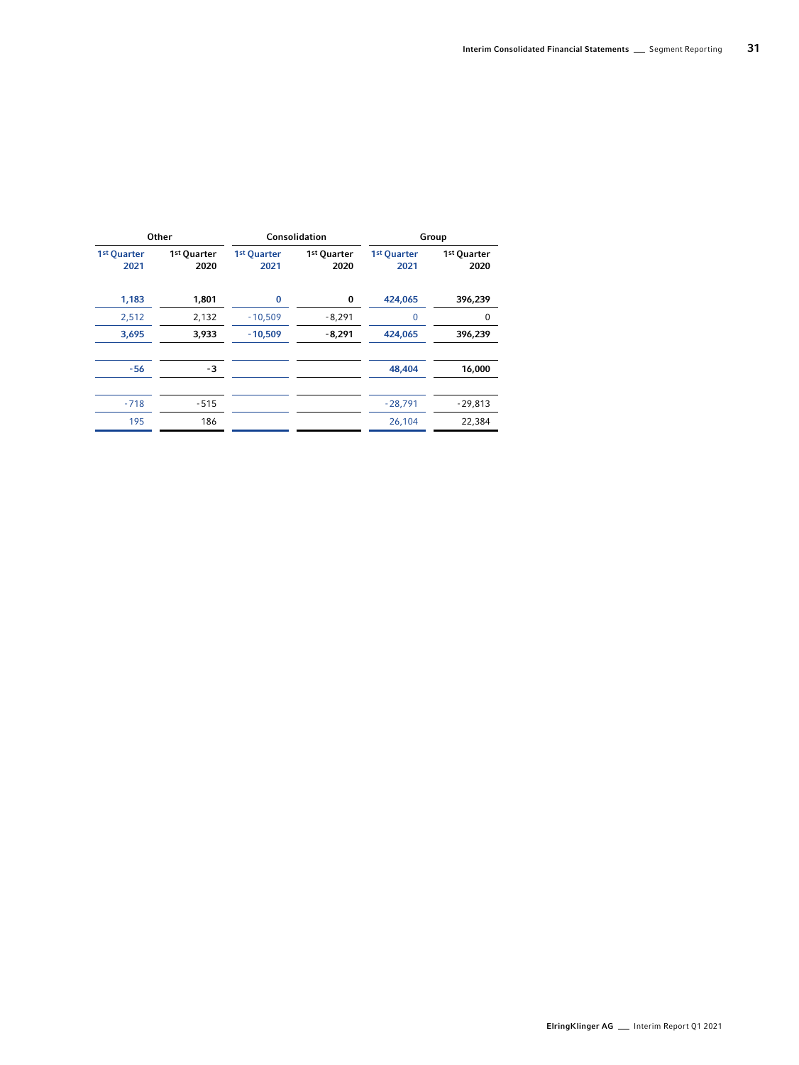| Other | | Consolidation | | Group | |
|---|---|---|---|---|---|
| 1st Quarter 2021 | 1st Quarter 2020 | 1st Quarter 2021 | 1st Quarter 2020 | 1st Quarter 2021 | 1st Quarter 2020 |
| **1,183** | **1,801** | **0** | **0** | **424,065** | **396,239** |
| 2,512 | 2,132 | -10,509 | -8,291 | 0 | 0 |
| **3,695** | **3,933** | **-10,509** | **-8,291** | **424,065** | **396,239** |
| | | | | | |
| **-56** | **-3** | | | **48,404** | **16,000** |
| | | | | | |
| -718 | -515 | | | -28,791 | -29,813 |
| 195 | 186 | | | 26,104 | 22,384 |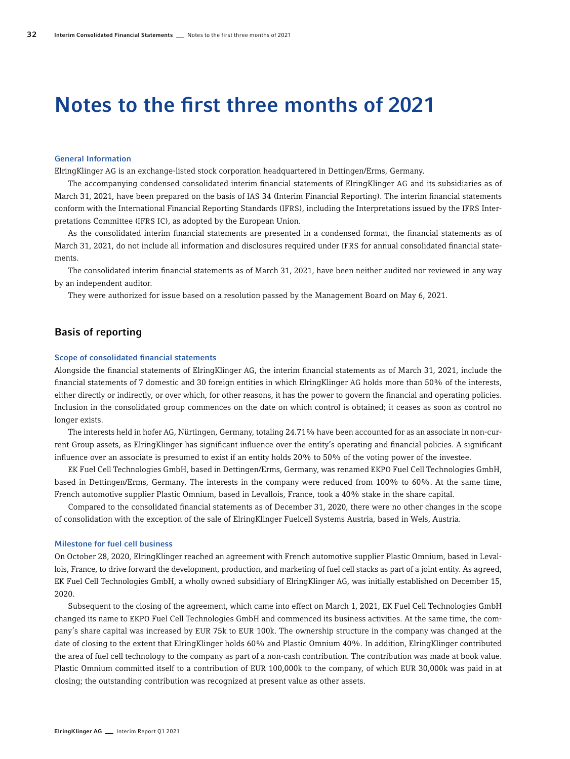# Notes to the first three months of 2021

### General Information

ElringKlinger AG is an exchange-listed stock corporation headquartered in Dettingen/Erms, Germany.

The accompanying condensed consolidated interim financial statements of ElringKlinger AG and its subsidiaries as of March 31, 2021, have been prepared on the basis of IAS 34 (Interim Financial Reporting). The interim financial statements conform with the International Financial Reporting Standards (IFRS), including the Interpretations issued by the IFRS Interpretations Committee (IFRS IC), as adopted by the European Union.

As the consolidated interim financial statements are presented in a condensed format, the financial statements as of March 31, 2021, do not include all information and disclosures required under IFRS for annual consolidated financial statements.

The consolidated interim financial statements as of March 31, 2021, have been neither audited nor reviewed in any way by an independent auditor.

They were authorized for issue based on a resolution passed by the Management Board on May 6, 2021.

## Basis of reporting

### Scope of consolidated financial statements

Alongside the financial statements of ElringKlinger AG, the interim financial statements as of March 31, 2021, include the financial statements of 7 domestic and 30 foreign entities in which ElringKlinger AG holds more than 50% of the interests, either directly or indirectly, or over which, for other reasons, it has the power to govern the financial and operating policies. Inclusion in the consolidated group commences on the date on which control is obtained; it ceases as soon as control no longer exists.

The interests held in hofer AG, Nürtingen, Germany, totaling 24.71% have been accounted for as an associate in non-current Group assets, as ElringKlinger has significant influence over the entity's operating and financial policies. A significant influence over an associate is presumed to exist if an entity holds 20% to 50% of the voting power of the investee.

EK Fuel Cell Technologies GmbH, based in Dettingen/Erms, Germany, was renamed EKPO Fuel Cell Technologies GmbH, based in Dettingen/Erms, Germany. The interests in the company were reduced from 100% to 60%. At the same time, French automotive supplier Plastic Omnium, based in Levallois, France, took a 40% stake in the share capital.

Compared to the consolidated financial statements as of December 31, 2020, there were no other changes in the scope of consolidation with the exception of the sale of ElringKlinger Fuelcell Systems Austria, based in Wels, Austria.

### Milestone for fuel cell business

On October 28, 2020, ElringKlinger reached an agreement with French automotive supplier Plastic Omnium, based in Levallois, France, to drive forward the development, production, and marketing of fuel cell stacks as part of a joint entity. As agreed, EK Fuel Cell Technologies GmbH, a wholly owned subsidiary of ElringKlinger AG, was initially established on December 15, 2020.

Subsequent to the closing of the agreement, which came into effect on March 1, 2021, EK Fuel Cell Technologies GmbH changed its name to EKPO Fuel Cell Technologies GmbH and commenced its business activities. At the same time, the company's share capital was increased by EUR 75k to EUR 100k. The ownership structure in the company was changed at the date of closing to the extent that ElringKlinger holds 60% and Plastic Omnium 40%. In addition, ElringKlinger contributed the area of fuel cell technology to the company as part of a non-cash contribution. The contribution was made at book value. Plastic Omnium committed itself to a contribution of EUR 100,000k to the company, of which EUR 30,000k was paid in at closing; the outstanding contribution was recognized at present value as other assets.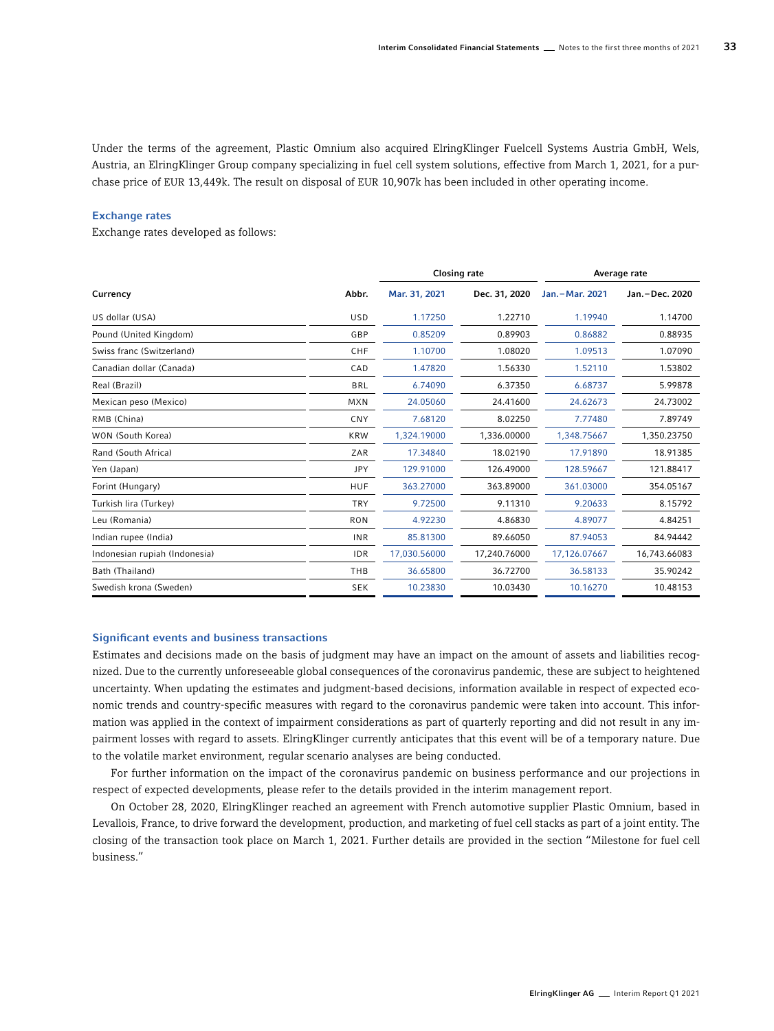Under the terms of the agreement, Plastic Omnium also acquired ElringKlinger Fuelcell Systems Austria GmbH, Wels, Austria, an ElringKlinger Group company specializing in fuel cell system solutions, effective from March 1, 2021, for a purchase price of EUR 13,449k. The result on disposal of EUR 10,907k has been included in other operating income.

### Exchange rates

Exchange rates developed as follows:

| Currency | Abbr. | Closing rate | | Average rate | |
|---|---|---|---|---|---|
| | | Mar. 31, 2021 | Dec. 31, 2020 | Jan.–Mar. 2021 | Jan.–Dec. 2020 |
| US dollar (USA) | USD | 1.17250 | 1.22710 | 1.19940 | 1.14700 |
| Pound (United Kingdom) | GBP | 0.85209 | 0.89903 | 0.86882 | 0.88935 |
| Swiss franc (Switzerland) | CHF | 1.10700 | 1.08020 | 1.09513 | 1.07090 |
| Canadian dollar (Canada) | CAD | 1.47820 | 1.56330 | 1.52110 | 1.53802 |
| Real (Brazil) | BRL | 6.74090 | 6.37350 | 6.68737 | 5.99878 |
| Mexican peso (Mexico) | MXN | 24.05060 | 24.41600 | 24.62673 | 24.73002 |
| RMB (China) | CNY | 7.68120 | 8.02250 | 7.77480 | 7.89749 |
| WON (South Korea) | KRW | 1,324.19000 | 1,336.00000 | 1,348.75667 | 1,350.23750 |
| Rand (South Africa) | ZAR | 17.34840 | 18.02190 | 17.91890 | 18.91385 |
| Yen (Japan) | JPY | 129.91000 | 126.49000 | 128.59667 | 121.88417 |
| Forint (Hungary) | HUF | 363.27000 | 363.89000 | 361.03000 | 354.05167 |
| Turkish lira (Turkey) | TRY | 9.72500 | 9.11310 | 9.20633 | 8.15792 |
| Leu (Romania) | RON | 4.92230 | 4.86830 | 4.89077 | 4.84251 |
| Indian rupee (India) | INR | 85.81300 | 89.66050 | 87.94053 | 84.94442 |
| Indonesian rupiah (Indonesia) | IDR | 17,030.56000 | 17,240.76000 | 17,126.07667 | 16,743.66083 |
| Bath (Thailand) | THB | 36.65800 | 36.72700 | 36.58133 | 35.90242 |
| Swedish krona (Sweden) | SEK | 10.23830 | 10.03430 | 10.16270 | 10.48153 |

### Significant events and business transactions

Estimates and decisions made on the basis of judgment may have an impact on the amount of assets and liabilities recognized. Due to the currently unforeseeable global consequences of the coronavirus pandemic, these are subject to heightened uncertainty. When updating the estimates and judgment-based decisions, information available in respect of expected economic trends and country-specific measures with regard to the coronavirus pandemic were taken into account. This information was applied in the context of impairment considerations as part of quarterly reporting and did not result in any impairment losses with regard to assets. ElringKlinger currently anticipates that this event will be of a temporary nature. Due to the volatile market environment, regular scenario analyses are being conducted.

For further information on the impact of the coronavirus pandemic on business performance and our projections in respect of expected developments, please refer to the details provided in the interim management report.

On October 28, 2020, ElringKlinger reached an agreement with French automotive supplier Plastic Omnium, based in Levallois, France, to drive forward the development, production, and marketing of fuel cell stacks as part of a joint entity. The closing of the transaction took place on March 1, 2021. Further details are provided in the section "Milestone for fuel cell business."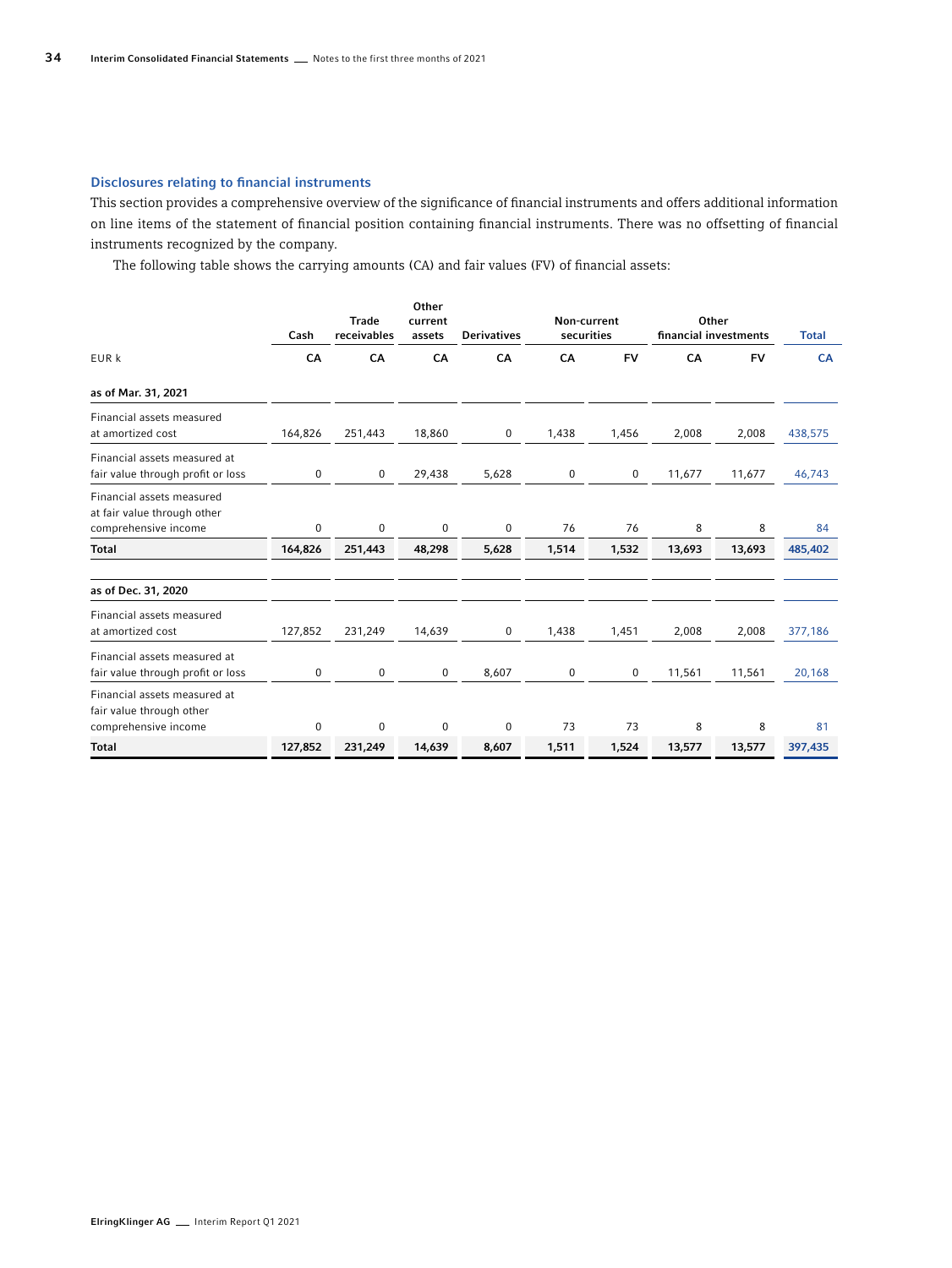## Disclosures relating to financial instruments

This section provides a comprehensive overview of the significance of financial instruments and offers additional information on line items of the statement of financial position containing financial instruments. There was no offsetting of financial instruments recognized by the company.

The following table shows the carrying amounts (CA) and fair values (FV) of financial assets:

| | Cash | Trade receivables | Other current assets | Derivatives | Non-current securities | | Other financial investments | | Total |
|---|---|---|---|---|---|---|---|---|---|
| EUR k | CA | CA | CA | CA | CA | FV | CA | FV | CA |
| **as of Mar. 31, 2021** | | | | | | | | | |
| Financial assets measured at amortized cost | 164,826 | 251,443 | 18,860 | 0 | 1,438 | 1,456 | 2,008 | 2,008 | 438,575 |
| Financial assets measured at fair value through profit or loss | 0 | 0 | 29,438 | 5,628 | 0 | 0 | 11,677 | 11,677 | 46,743 |
| Financial assets measured at fair value through other comprehensive income | 0 | 0 | 0 | 0 | 76 | 76 | 8 | 8 | 84 |
| **Total** | **164,826** | **251,443** | **48,298** | **5,628** | **1,514** | **1,532** | **13,693** | **13,693** | **485,402** |
| **as of Dec. 31, 2020** | | | | | | | | | |
| Financial assets measured at amortized cost | 127,852 | 231,249 | 14,639 | 0 | 1,438 | 1,451 | 2,008 | 2,008 | 377,186 |
| Financial assets measured at fair value through profit or loss | 0 | 0 | 0 | 8,607 | 0 | 0 | 11,561 | 11,561 | 20,168 |
| Financial assets measured at fair value through other comprehensive income | 0 | 0 | 0 | 0 | 73 | 73 | 8 | 8 | 81 |
| **Total** | **127,852** | **231,249** | **14,639** | **8,607** | **1,511** | **1,524** | **13,577** | **13,577** | **397,435** |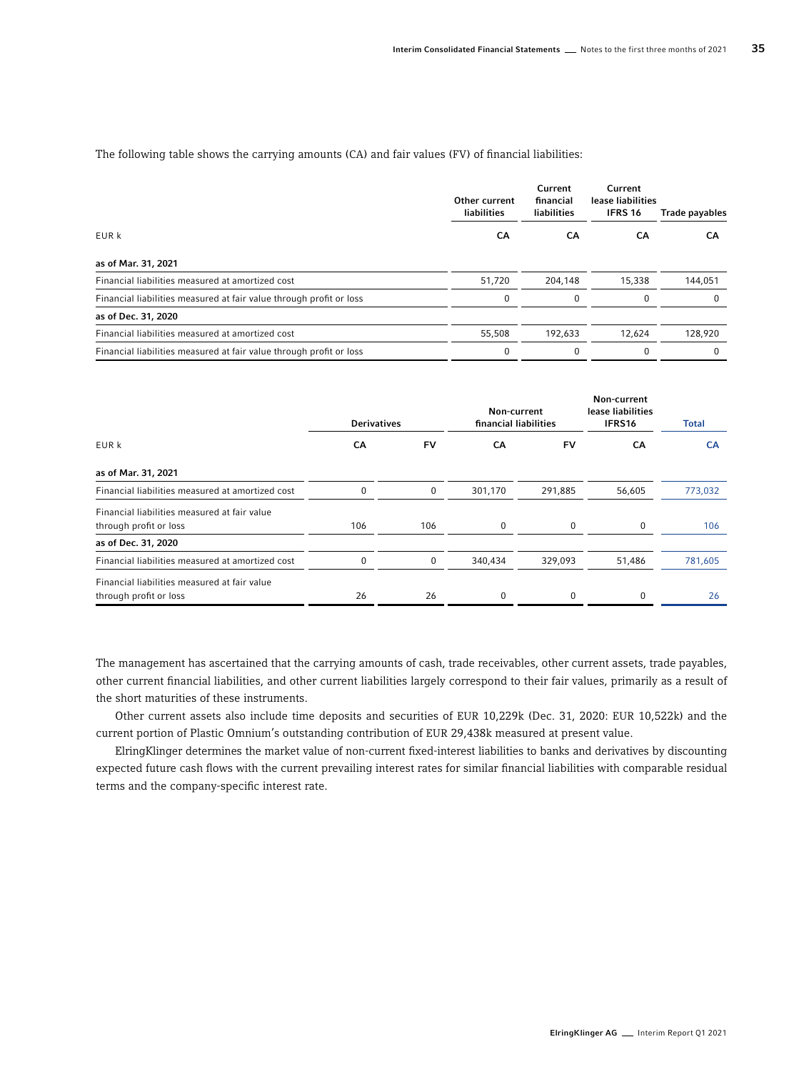The following table shows the carrying amounts (CA) and fair values (FV) of financial liabilities:

| | Other current liabilities | Current financial liabilities | Current lease liabilities IFRS 16 | Trade payables |
|---|---|---|---|---|
| EUR k | CA | CA | CA | CA |
| **as of Mar. 31, 2021** | | | | |
| Financial liabilities measured at amortized cost | 51,720 | 204,148 | 15,338 | 144,051 |
| Financial liabilities measured at fair value through profit or loss | 0 | 0 | 0 | 0 |
| **as of Dec. 31, 2020** | | | | |
| Financial liabilities measured at amortized cost | 55,508 | 192,633 | 12,624 | 128,920 |
| Financial liabilities measured at fair value through profit or loss | 0 | 0 | 0 | 0 |

| | Derivatives | | Non-current financial liabilities | | Non-current lease liabilities IFRS16 | Total |
|---|---|---|---|---|---|---|
| EUR k | CA | FV | CA | FV | CA | CA |
| **as of Mar. 31, 2021** | | | | | | |
| Financial liabilities measured at amortized cost | 0 | 0 | 301,170 | 291,885 | 56,605 | 773,032 |
| Financial liabilities measured at fair value through profit or loss | 106 | 106 | 0 | 0 | 0 | 106 |
| **as of Dec. 31, 2020** | | | | | | |
| Financial liabilities measured at amortized cost | 0 | 0 | 340,434 | 329,093 | 51,486 | 781,605 |
| Financial liabilities measured at fair value through profit or loss | 26 | 26 | 0 | 0 | 0 | 26 |

The management has ascertained that the carrying amounts of cash, trade receivables, other current assets, trade payables, other current financial liabilities, and other current liabilities largely correspond to their fair values, primarily as a result of the short maturities of these instruments.

Other current assets also include time deposits and securities of EUR 10,229k (Dec. 31, 2020: EUR 10,522k) and the current portion of Plastic Omnium's outstanding contribution of EUR 29,438k measured at present value.

ElringKlinger determines the market value of non-current fixed-interest liabilities to banks and derivatives by discounting expected future cash flows with the current prevailing interest rates for similar financial liabilities with comparable residual terms and the company-specific interest rate.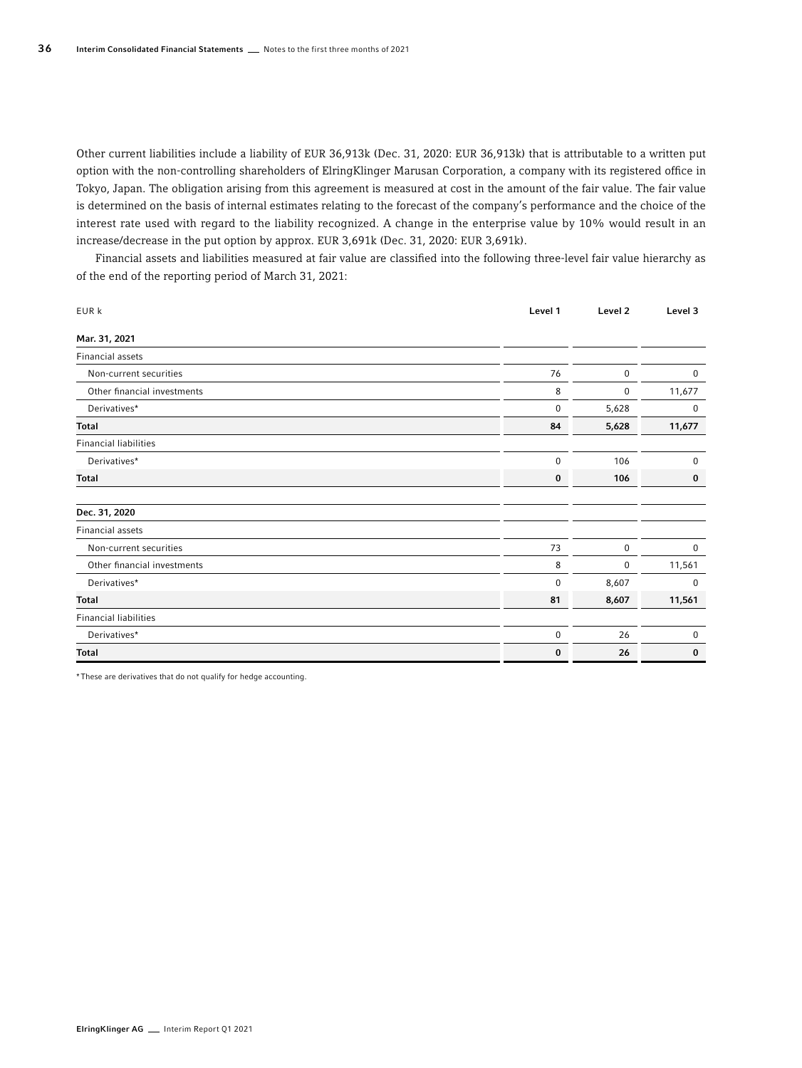Other current liabilities include a liability of EUR 36,913k (Dec. 31, 2020: EUR 36,913k) that is attributable to a written put option with the non-controlling shareholders of ElringKlinger Marusan Corporation, a company with its registered office in Tokyo, Japan. The obligation arising from this agreement is measured at cost in the amount of the fair value. The fair value is determined on the basis of internal estimates relating to the forecast of the company's performance and the choice of the interest rate used with regard to the liability recognized. A change in the enterprise value by 10% would result in an increase/decrease in the put option by approx. EUR 3,691k (Dec. 31, 2020: EUR 3,691k).

Financial assets and liabilities measured at fair value are classified into the following three-level fair value hierarchy as of the end of the reporting period of March 31, 2021:

| EUR k | Level 1 | Level 2 | Level 3 |
|---|---|---|---|
| **Mar. 31, 2021** | | | |
| Financial assets | | | |
| Non-current securities | 76 | 0 | 0 |
| Other financial investments | 8 | 0 | 11,677 |
| Derivatives* | 0 | 5,628 | 0 |
| **Total** | **84** | **5,628** | **11,677** |
| Financial liabilities | | | |
| Derivatives* | 0 | 106 | 0 |
| **Total** | **0** | **106** | **0** |
| **Dec. 31, 2020** | | | |
| Financial assets | | | |
| Non-current securities | 73 | 0 | 0 |
| Other financial investments | 8 | 0 | 11,561 |
| Derivatives* | 0 | 8,607 | 0 |
| **Total** | **81** | **8,607** | **11,561** |
| Financial liabilities | | | |
| Derivatives* | 0 | 26 | 0 |
| **Total** | **0** | **26** | **0** |

* These are derivatives that do not qualify for hedge accounting.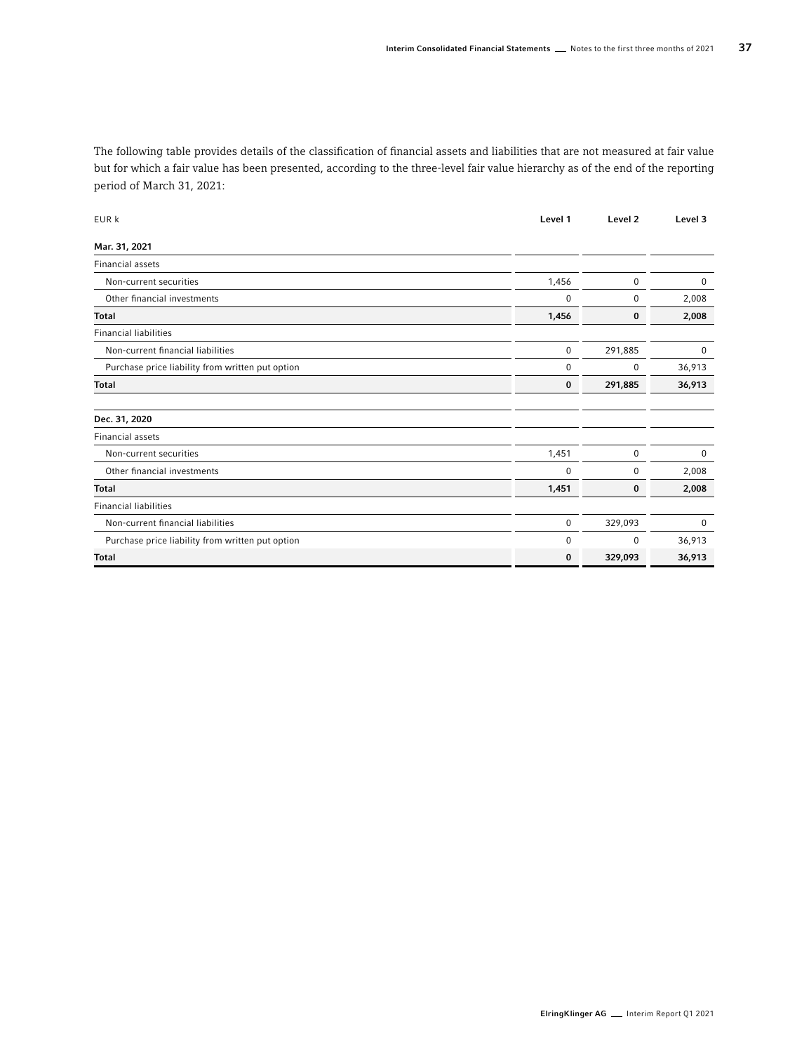The following table provides details of the classification of financial assets and liabilities that are not measured at fair value but for which a fair value has been presented, according to the three-level fair value hierarchy as of the end of the reporting period of March 31, 2021:

| EUR k | Level 1 | Level 2 | Level 3 |
|---|---|---|---|
| **Mar. 31, 2021** | | | |
| Financial assets | | | |
| Non-current securities | 1,456 | 0 | 0 |
| Other financial investments | 0 | 0 | 2,008 |
| **Total** | **1,456** | **0** | **2,008** |
| Financial liabilities | | | |
| Non-current financial liabilities | 0 | 291,885 | 0 |
| Purchase price liability from written put option | 0 | 0 | 36,913 |
| **Total** | **0** | **291,885** | **36,913** |
| | | | |
| **Dec. 31, 2020** | | | |
| Financial assets | | | |
| Non-current securities | 1,451 | 0 | 0 |
| Other financial investments | 0 | 0 | 2,008 |
| **Total** | **1,451** | **0** | **2,008** |
| Financial liabilities | | | |
| Non-current financial liabilities | 0 | 329,093 | 0 |
| Purchase price liability from written put option | 0 | 0 | 36,913 |
| **Total** | **0** | **329,093** | **36,913** |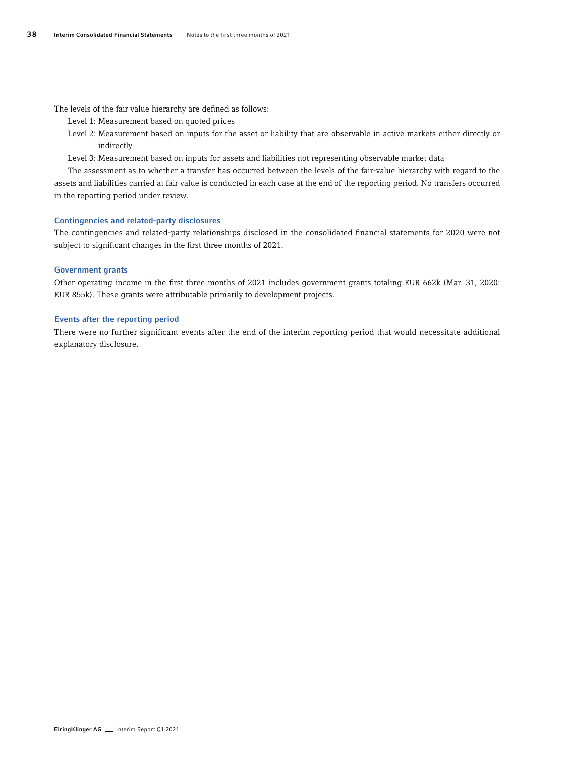The levels of the fair value hierarchy are defined as follows:

Level 1: Measurement based on quoted prices

Level 2: Measurement based on inputs for the asset or liability that are observable in active markets either directly or indirectly

Level 3: Measurement based on inputs for assets and liabilities not representing observable market data

The assessment as to whether a transfer has occurred between the levels of the fair-value hierarchy with regard to the assets and liabilities carried at fair value is conducted in each case at the end of the reporting period. No transfers occurred in the reporting period under review.

### Contingencies and related-party disclosures

The contingencies and related-party relationships disclosed in the consolidated financial statements for 2020 were not subject to significant changes in the first three months of 2021.

### Government grants

Other operating income in the first three months of 2021 includes government grants totaling EUR 662k (Mar. 31, 2020: EUR 855k). These grants were attributable primarily to development projects.

### Events after the reporting period

There were no further significant events after the end of the interim reporting period that would necessitate additional explanatory disclosure.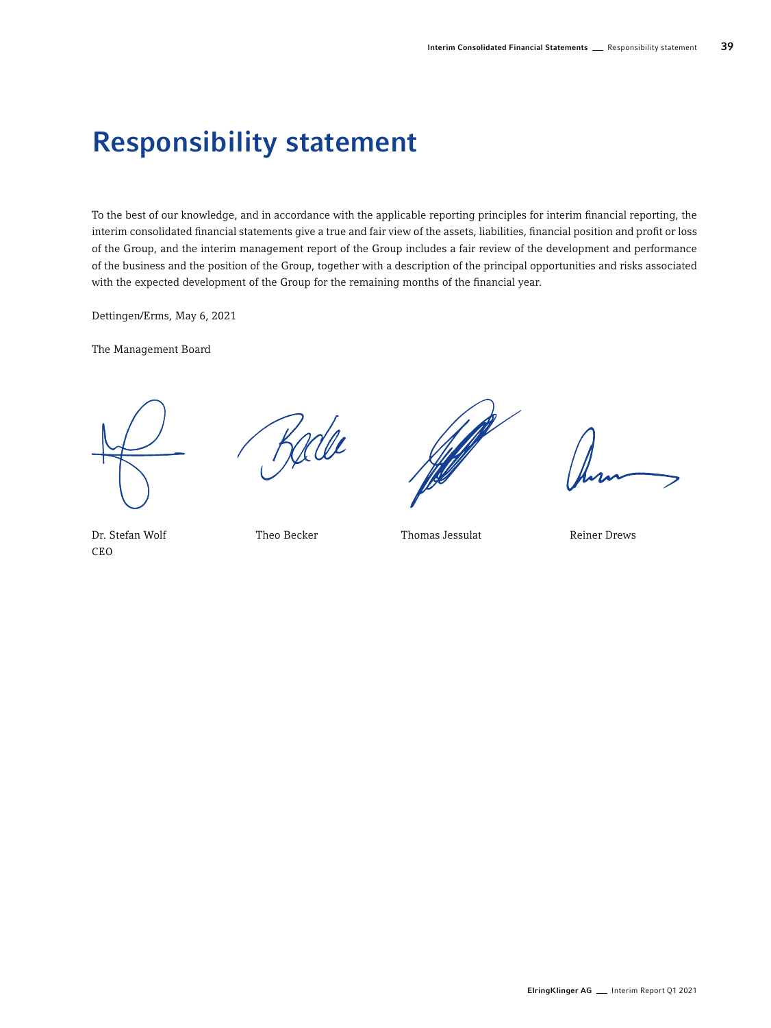# Responsibility statement

To the best of our knowledge, and in accordance with the applicable reporting principles for interim financial reporting, the interim consolidated financial statements give a true and fair view of the assets, liabilities, financial position and profit or loss of the Group, and the interim management report of the Group includes a fair review of the development and performance of the business and the position of the Group, together with a description of the principal opportunities and risks associated with the expected development of the Group for the remaining months of the financial year.

Dettingen/Erms, May 6, 2021

The Management Board

Dr. Stefan Wolf
CEO

Theo Becker

Thomas Jessulat

Reiner Drews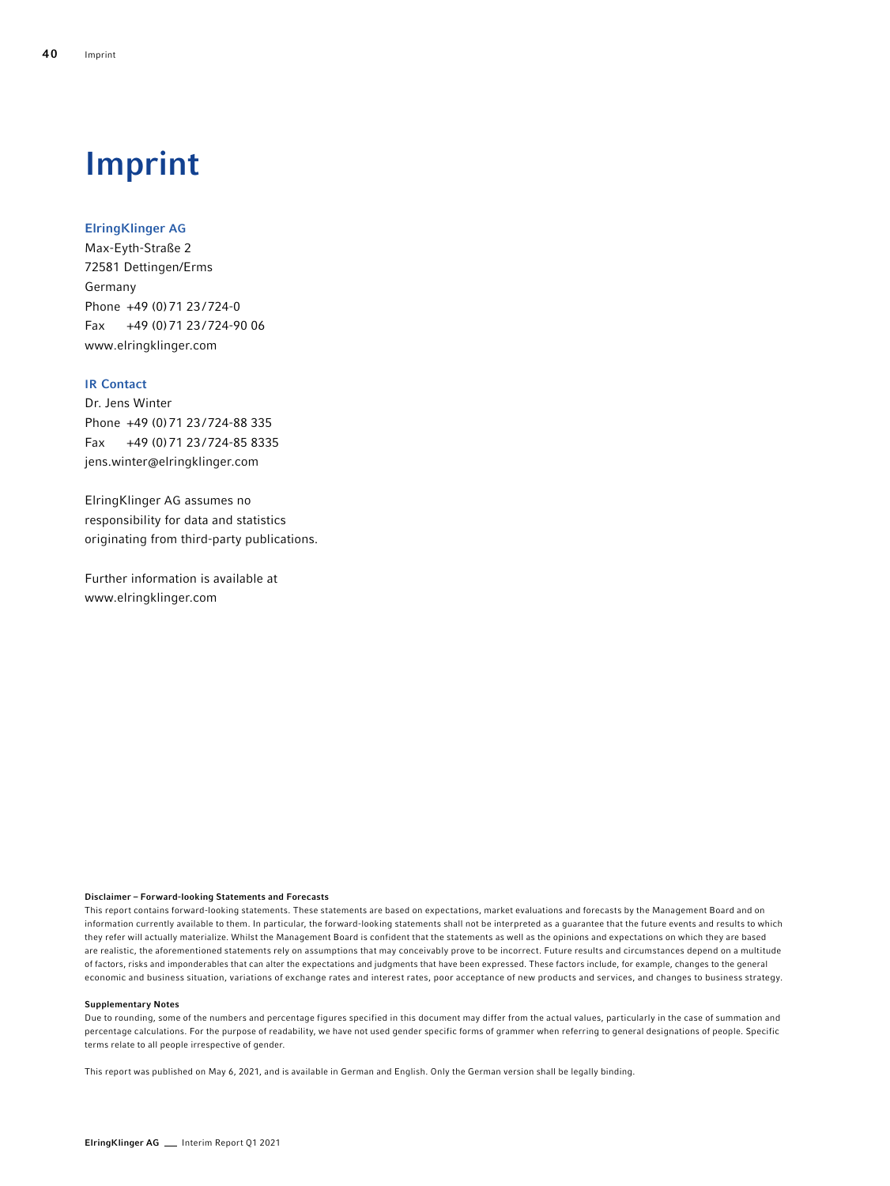# Imprint

**ElringKlinger AG**
Max-Eyth-Straße 2
72581 Dettingen/Erms
Germany
Phone +49 (0) 71 23/724-0
Fax +49 (0) 71 23/724-90 06
www.elringklinger.com

**IR Contact**
Dr. Jens Winter
Phone +49 (0) 71 23/724-88 335
Fax +49 (0) 71 23/724-85 8335
jens.winter@elringklinger.com

ElringKlinger AG assumes no responsibility for data and statistics originating from third-party publications.

Further information is available at www.elringklinger.com

**Disclaimer – Forward-looking Statements and Forecasts**
This report contains forward-looking statements. These statements are based on expectations, market evaluations and forecasts by the Management Board and on information currently available to them. In particular, the forward-looking statements shall not be interpreted as a guarantee that the future events and results to which they refer will actually materialize. Whilst the Management Board is confident that the statements as well as the opinions and expectations on which they are based are realistic, the aforementioned statements rely on assumptions that may conceivably prove to be incorrect. Future results and circumstances depend on a multitude of factors, risks and imponderables that can alter the expectations and judgments that have been expressed. These factors include, for example, changes to the general economic and business situation, variations of exchange rates and interest rates, poor acceptance of new products and services, and changes to business strategy.

**Supplementary Notes**
Due to rounding, some of the numbers and percentage figures specified in this document may differ from the actual values, particularly in the case of summation and percentage calculations. For the purpose of readability, we have not used gender specific forms of grammer when referring to general designations of people. Specific terms relate to all people irrespective of gender.

This report was published on May 6, 2021, and is available in German and English. Only the German version shall be legally binding.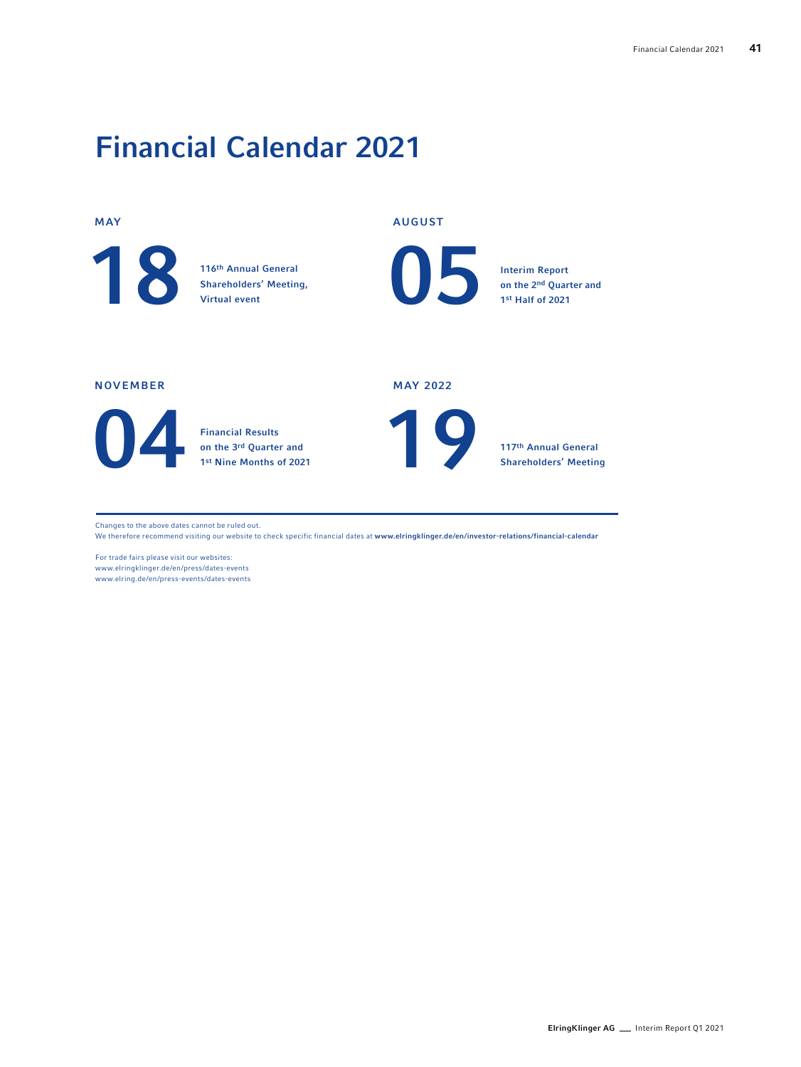# Financial Calendar 2021

**MAY**

**18** — 116th Annual General Shareholders' Meeting, Virtual event

**AUGUST**

**05** — Interim Report on the 2nd Quarter and 1st Half of 2021

**NOVEMBER**

**04** — Financial Results on the 3rd Quarter and 1st Nine Months of 2021

**MAY 2022**

**19** — 117th Annual General Shareholders' Meeting

---

Changes to the above dates cannot be ruled out.
We therefore recommend visiting our website to check specific financial dates at **www.elringklinger.de/en/investor-relations/financial-calendar**

For trade fairs please visit our websites:
www.elringklinger.de/en/press/dates-events
www.elring.de/en/press-events/dates-events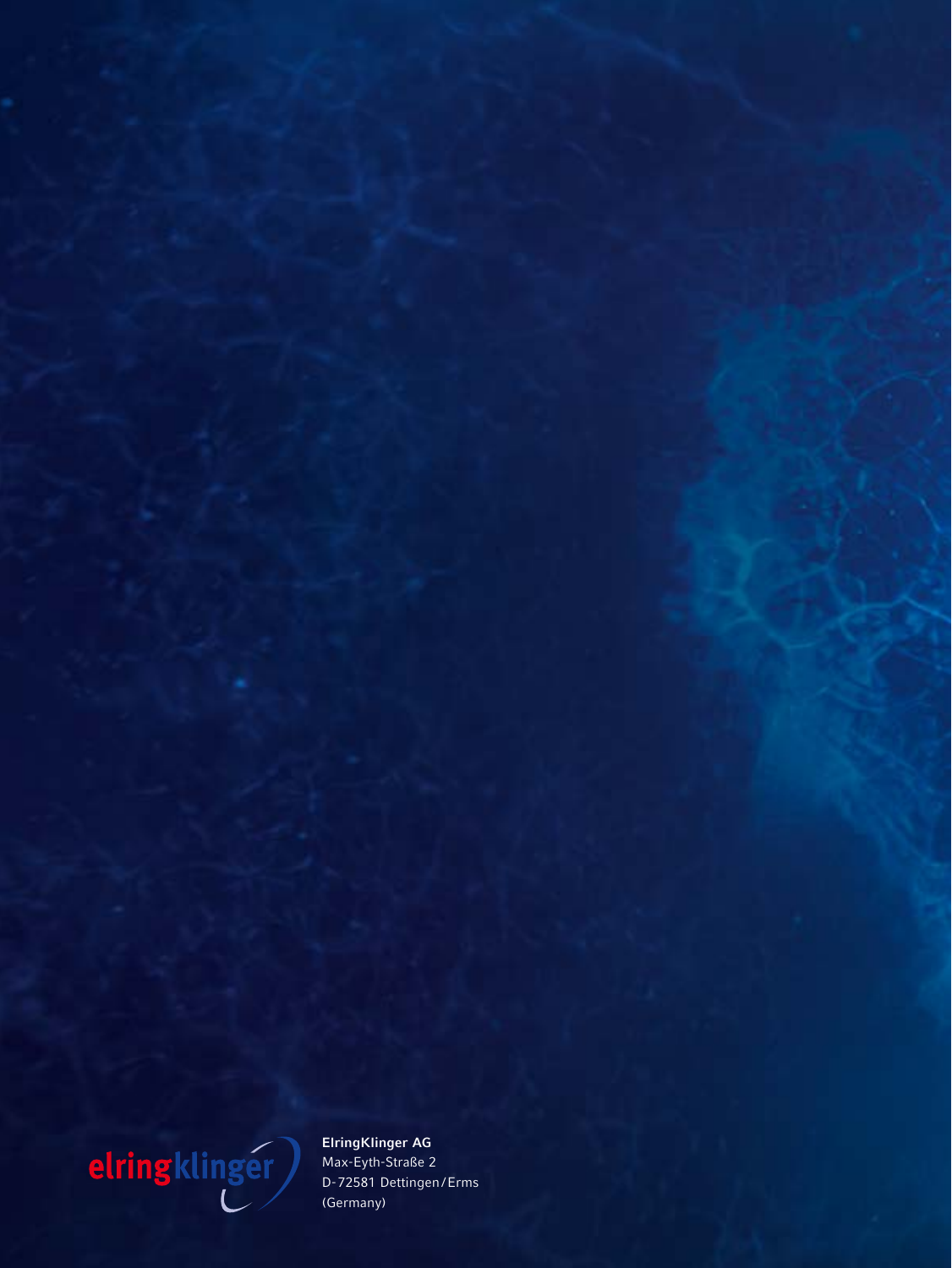elringklinger

**ElringKlinger AG**
Max-Eyth-Straße 2
D-72581 Dettingen/Erms
(Germany)